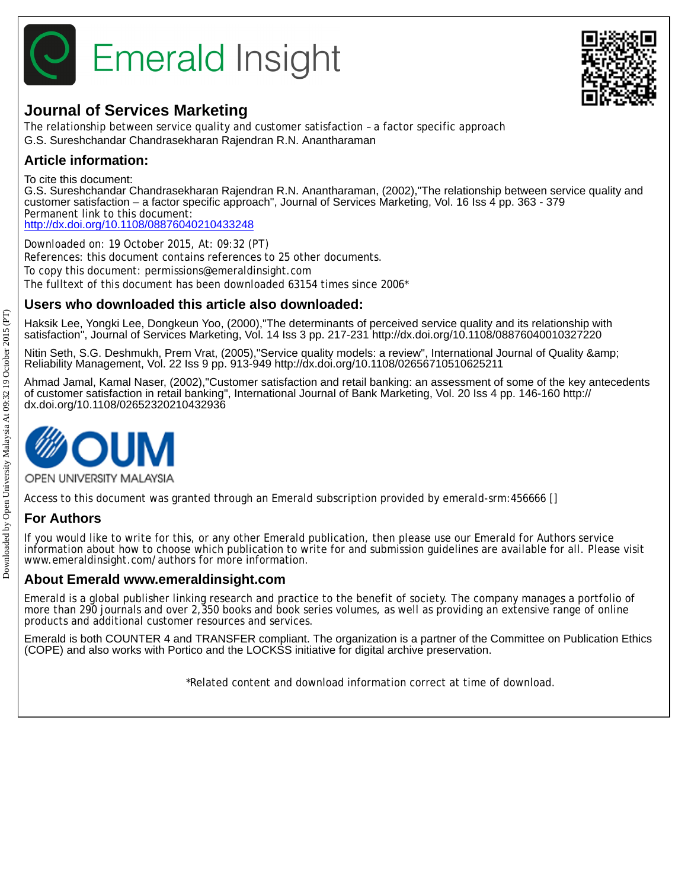# Emerald Insight

## Journal of Services Marketing

The relationship between service quality and customer satisfaction – a factor specific approach
G.S. Sureshchandar Chandrasekharan Rajendran R.N. Anantharaman

## Article information:

To cite this document:
G.S. Sureshchandar Chandrasekharan Rajendran R.N. Anantharaman, (2002),"The relationship between service quality and customer satisfaction – a factor specific approach", Journal of Services Marketing, Vol. 16 Iss 4 pp. 363 - 379
Permanent link to this document:
http://dx.doi.org/10.1108/08876040210433248

Downloaded on: 19 October 2015, At: 09:32 (PT)
References: this document contains references to 25 other documents.
To copy this document: permissions@emeraldinsight.com
The fulltext of this document has been downloaded 63154 times since 2006*

## Users who downloaded this article also downloaded:

Haksik Lee, Yongki Lee, Dongkeun Yoo, (2000),"The determinants of perceived service quality and its relationship with satisfaction", Journal of Services Marketing, Vol. 14 Iss 3 pp. 217-231 http://dx.doi.org/10.1108/08876040010327220

Nitin Seth, S.G. Deshmukh, Prem Vrat, (2005),"Service quality models: a review", International Journal of Quality &amp; Reliability Management, Vol. 22 Iss 9 pp. 913-949 http://dx.doi.org/10.1108/02656710510625211

Ahmad Jamal, Kamal Naser, (2002),"Customer satisfaction and retail banking: an assessment of some of the key antecedents of customer satisfaction in retail banking", International Journal of Bank Marketing, Vol. 20 Iss 4 pp. 146-160 http://dx.doi.org/10.1108/02652320210432936

OUM
OPEN UNIVERSITY MALAYSIA

Access to this document was granted through an Emerald subscription provided by emerald-srm:456666 []

## For Authors

If you would like to write for this, or any other Emerald publication, then please use our Emerald for Authors service information about how to choose which publication to write for and submission guidelines are available for all. Please visit www.emeraldinsight.com/authors for more information.

## About Emerald www.emeraldinsight.com

Emerald is a global publisher linking research and practice to the benefit of society. The company manages a portfolio of more than 290 journals and over 2,350 books and book series volumes, as well as providing an extensive range of online products and additional customer resources and services.

Emerald is both COUNTER 4 and TRANSFER compliant. The organization is a partner of the Committee on Publication Ethics (COPE) and also works with Portico and the LOCKSS initiative for digital archive preservation.

*Related content and download information correct at time of download.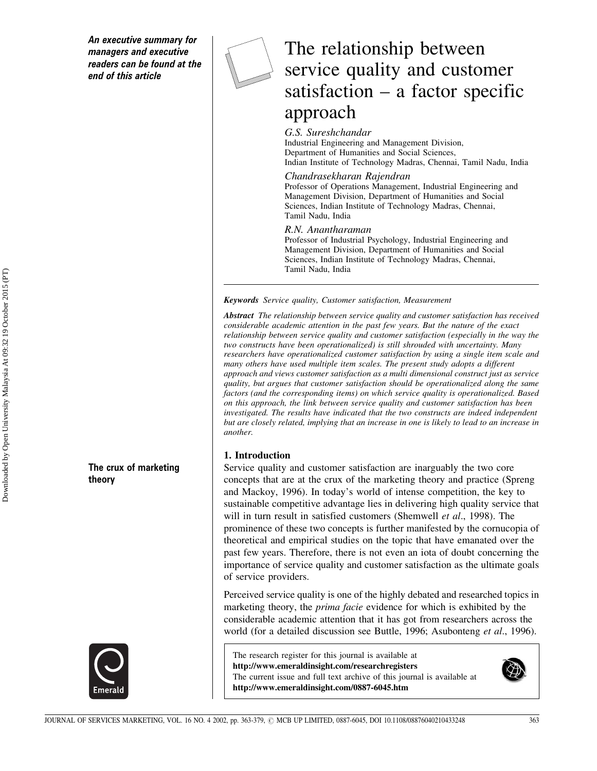*An executive summary for managers and executive readers can be found at the end of this article*

# The relationship between service quality and customer satisfaction – a factor specific approach

*G.S. Sureshchandar*
Industrial Engineering and Management Division, Department of Humanities and Social Sciences, Indian Institute of Technology Madras, Chennai, Tamil Nadu, India

*Chandrasekharan Rajendran*
Professor of Operations Management, Industrial Engineering and Management Division, Department of Humanities and Social Sciences, Indian Institute of Technology Madras, Chennai, Tamil Nadu, India

*R.N. Anantharaman*
Professor of Industrial Psychology, Industrial Engineering and Management Division, Department of Humanities and Social Sciences, Indian Institute of Technology Madras, Chennai, Tamil Nadu, India

***Keywords*** *Service quality, Customer satisfaction, Measurement*

***Abstract*** *The relationship between service quality and customer satisfaction has received considerable academic attention in the past few years. But the nature of the exact relationship between service quality and customer satisfaction (especially in the way the two constructs have been operationalized) is still shrouded with uncertainty. Many researchers have operationalized customer satisfaction by using a single item scale and many others have used multiple item scales. The present study adopts a different approach and views customer satisfaction as a multi dimensional construct just as service quality, but argues that customer satisfaction should be operationalized along the same factors (and the corresponding items) on which service quality is operationalized. Based on this approach, the link between service quality and customer satisfaction has been investigated. The results have indicated that the two constructs are indeed independent but are closely related, implying that an increase in one is likely to lead to an increase in another.*

## 1. Introduction

**The crux of marketing theory**

Service quality and customer satisfaction are inarguably the two core concepts that are at the crux of the marketing theory and practice (Spreng and Mackoy, 1996). In today's world of intense competition, the key to sustainable competitive advantage lies in delivering high quality service that will in turn result in satisfied customers (Shemwell *et al*., 1998). The prominence of these two concepts is further manifested by the cornucopia of theoretical and empirical studies on the topic that have emanated over the past few years. Therefore, there is not even an iota of doubt concerning the importance of service quality and customer satisfaction as the ultimate goals of service providers.

Perceived service quality is one of the highly debated and researched topics in marketing theory, the *prima facie* evidence for which is exhibited by the considerable academic attention that it has got from researchers across the world (for a detailed discussion see Buttle, 1996; Asubonteng *et al*., 1996).

The research register for this journal is available at
**http://www.emeraldinsight.com/researchregisters**
The current issue and full text archive of this journal is available at
**http://www.emeraldinsight.com/0887-6045.htm**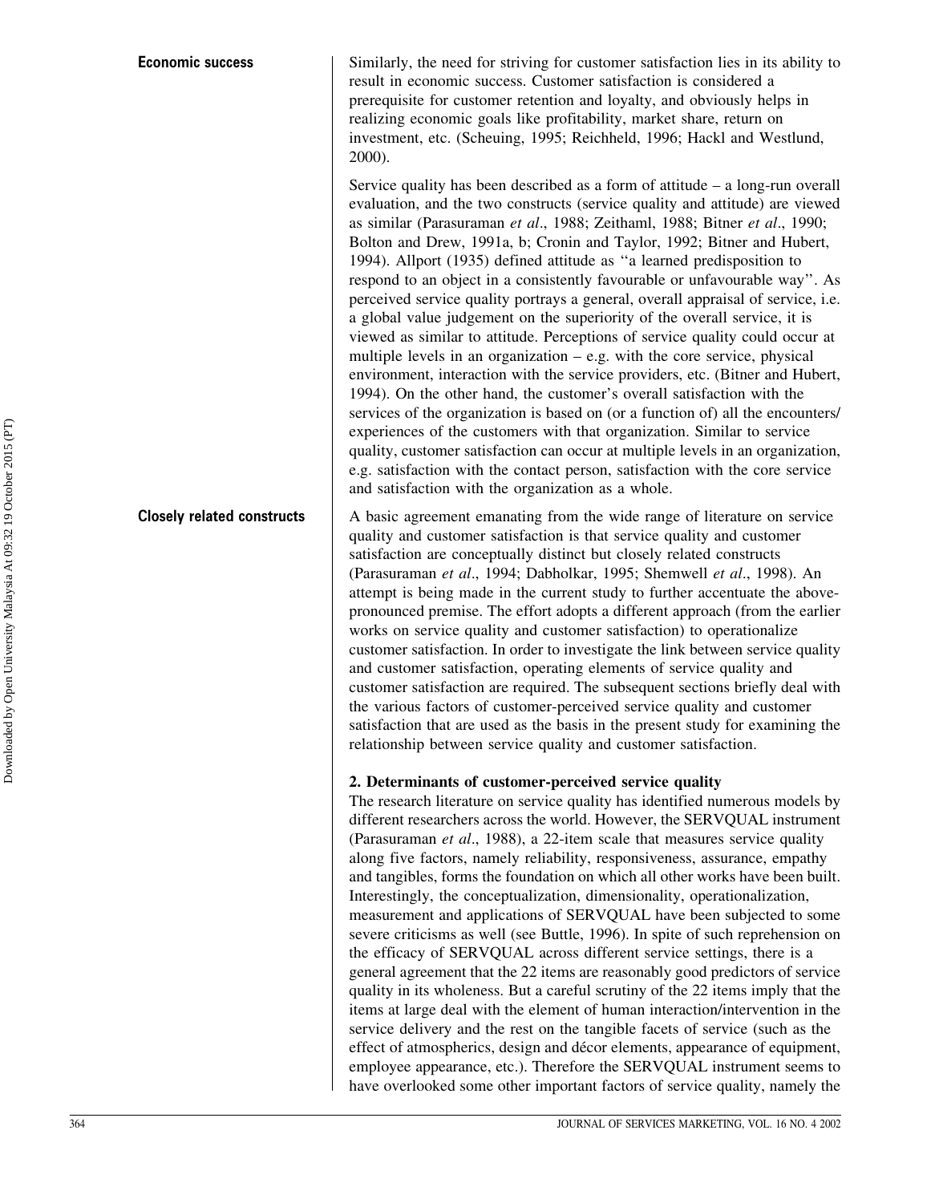**Economic success**

Similarly, the need for striving for customer satisfaction lies in its ability to result in economic success. Customer satisfaction is considered a prerequisite for customer retention and loyalty, and obviously helps in realizing economic goals like profitability, market share, return on investment, etc. (Scheuing, 1995; Reichheld, 1996; Hackl and Westlund, 2000).

Service quality has been described as a form of attitude – a long-run overall evaluation, and the two constructs (service quality and attitude) are viewed as similar (Parasuraman *et al*., 1988; Zeithaml, 1988; Bitner *et al*., 1990; Bolton and Drew, 1991a, b; Cronin and Taylor, 1992; Bitner and Hubert, 1994). Allport (1935) defined attitude as ''a learned predisposition to respond to an object in a consistently favourable or unfavourable way''. As perceived service quality portrays a general, overall appraisal of service, i.e. a global value judgement on the superiority of the overall service, it is viewed as similar to attitude. Perceptions of service quality could occur at multiple levels in an organization – e.g. with the core service, physical environment, interaction with the service providers, etc. (Bitner and Hubert, 1994). On the other hand, the customer's overall satisfaction with the services of the organization is based on (or a function of) all the encounters/experiences of the customers with that organization. Similar to service quality, customer satisfaction can occur at multiple levels in an organization, e.g. satisfaction with the contact person, satisfaction with the core service and satisfaction with the organization as a whole.

**Closely related constructs**

A basic agreement emanating from the wide range of literature on service quality and customer satisfaction is that service quality and customer satisfaction are conceptually distinct but closely related constructs (Parasuraman *et al*., 1994; Dabholkar, 1995; Shemwell *et al*., 1998). An attempt is being made in the current study to further accentuate the above-pronounced premise. The effort adopts a different approach (from the earlier works on service quality and customer satisfaction) to operationalize customer satisfaction. In order to investigate the link between service quality and customer satisfaction, operating elements of service quality and customer satisfaction are required. The subsequent sections briefly deal with the various factors of customer-perceived service quality and customer satisfaction that are used as the basis in the present study for examining the relationship between service quality and customer satisfaction.

## 2. Determinants of customer-perceived service quality

The research literature on service quality has identified numerous models by different researchers across the world. However, the SERVQUAL instrument (Parasuraman *et al*., 1988), a 22-item scale that measures service quality along five factors, namely reliability, responsiveness, assurance, empathy and tangibles, forms the foundation on which all other works have been built. Interestingly, the conceptualization, dimensionality, operationalization, measurement and applications of SERVQUAL have been subjected to some severe criticisms as well (see Buttle, 1996). In spite of such reprehension on the efficacy of SERVQUAL across different service settings, there is a general agreement that the 22 items are reasonably good predictors of service quality in its wholeness. But a careful scrutiny of the 22 items imply that the items at large deal with the element of human interaction/intervention in the service delivery and the rest on the tangible facets of service (such as the effect of atmospherics, design and décor elements, appearance of equipment, employee appearance, etc.). Therefore the SERVQUAL instrument seems to have overlooked some other important factors of service quality, namely the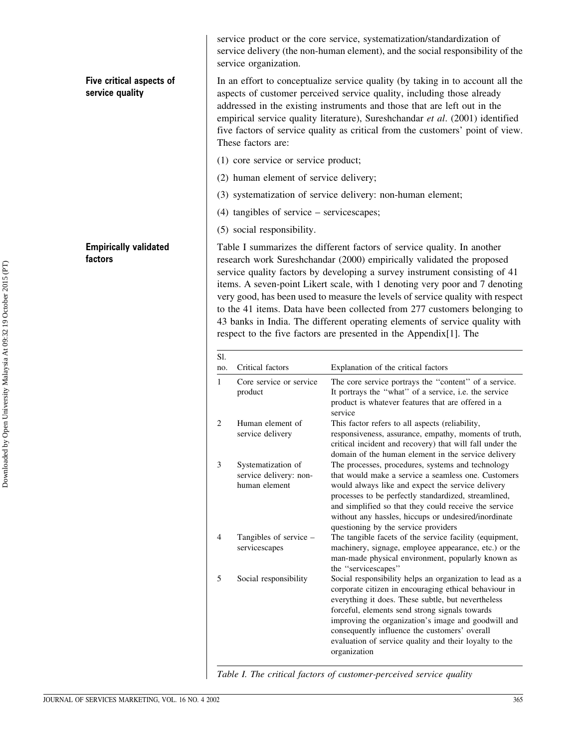service product or the core service, systematization/standardization of service delivery (the non-human element), and the social responsibility of the service organization.

**Five critical aspects of service quality**

In an effort to conceptualize service quality (by taking in to account all the aspects of customer perceived service quality, including those already addressed in the existing instruments and those that are left out in the empirical service quality literature), Sureshchandar *et al*. (2001) identified five factors of service quality as critical from the customers' point of view. These factors are:

(1) core service or service product;

(2) human element of service delivery;

(3) systematization of service delivery: non-human element;

(4) tangibles of service – servicescapes;

(5) social responsibility.

**Empirically validated factors**

Table I summarizes the different factors of service quality. In another research work Sureshchandar (2000) empirically validated the proposed service quality factors by developing a survey instrument consisting of 41 items. A seven-point Likert scale, with 1 denoting very poor and 7 denoting very good, has been used to measure the levels of service quality with respect to the 41 items. Data have been collected from 277 customers belonging to 43 banks in India. The different operating elements of service quality with respect to the five factors are presented in the Appendix[1]. The

| Sl. no. | Critical factors | Explanation of the critical factors |
|---|---|---|
| 1 | Core service or service product | The core service portrays the "content" of a service. It portrays the "what" of a service, i.e. the service product is whatever features that are offered in a service |
| 2 | Human element of service delivery | This factor refers to all aspects (reliability, responsiveness, assurance, empathy, moments of truth, critical incident and recovery) that will fall under the domain of the human element in the service delivery |
| 3 | Systematization of service delivery: non-human element | The processes, procedures, systems and technology that would make a service a seamless one. Customers would always like and expect the service delivery processes to be perfectly standardized, streamlined, and simplified so that they could receive the service without any hassles, hiccups or undesired/inordinate questioning by the service providers |
| 4 | Tangibles of service – servicescapes | The tangible facets of the service facility (equipment, machinery, signage, employee appearance, etc.) or the man-made physical environment, popularly known as the "servicescapes" |
| 5 | Social responsibility | Social responsibility helps an organization to lead as a corporate citizen in encouraging ethical behaviour in everything it does. These subtle, but nevertheless forceful, elements send strong signals towards improving the organization's image and goodwill and consequently influence the customers' overall evaluation of service quality and their loyalty to the organization |

*Table I. The critical factors of customer-perceived service quality*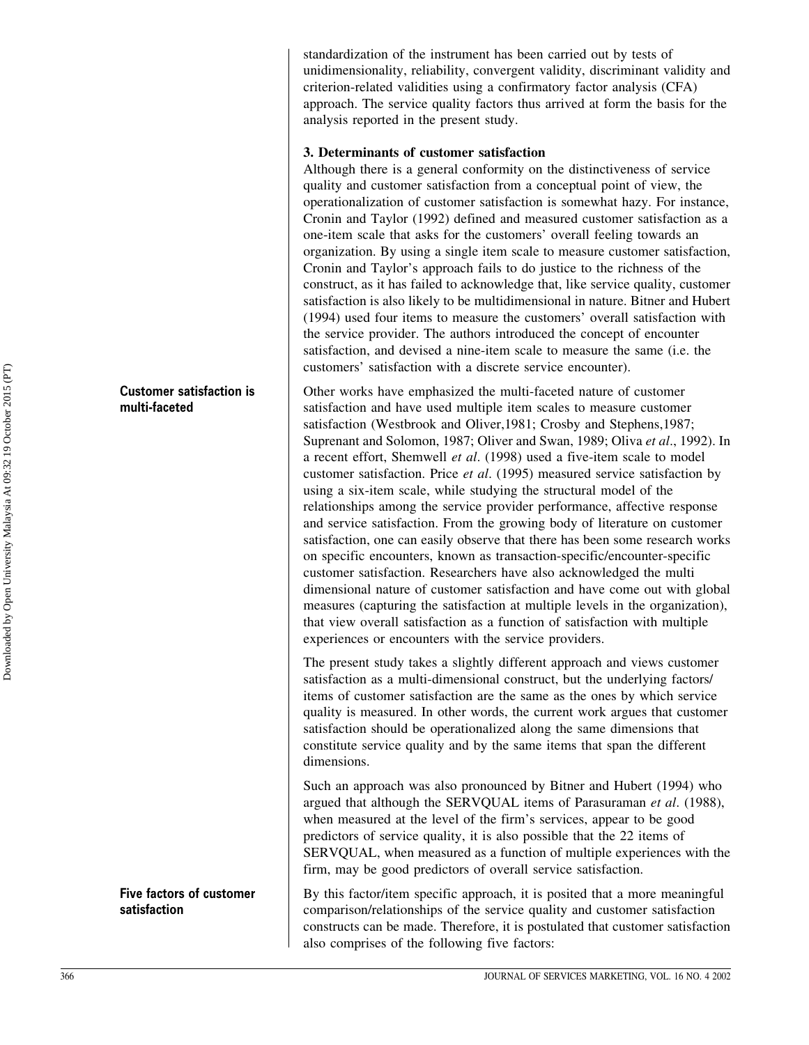standardization of the instrument has been carried out by tests of unidimensionality, reliability, convergent validity, discriminant validity and criterion-related validities using a confirmatory factor analysis (CFA) approach. The service quality factors thus arrived at form the basis for the analysis reported in the present study.

### 3. Determinants of customer satisfaction

Although there is a general conformity on the distinctiveness of service quality and customer satisfaction from a conceptual point of view, the operationalization of customer satisfaction is somewhat hazy. For instance, Cronin and Taylor (1992) defined and measured customer satisfaction as a one-item scale that asks for the customers' overall feeling towards an organization. By using a single item scale to measure customer satisfaction, Cronin and Taylor's approach fails to do justice to the richness of the construct, as it has failed to acknowledge that, like service quality, customer satisfaction is also likely to be multidimensional in nature. Bitner and Hubert (1994) used four items to measure the customers' overall satisfaction with the service provider. The authors introduced the concept of encounter satisfaction, and devised a nine-item scale to measure the same (i.e. the customers' satisfaction with a discrete service encounter).

**Customer satisfaction is multi-faceted**

Other works have emphasized the multi-faceted nature of customer satisfaction and have used multiple item scales to measure customer satisfaction (Westbrook and Oliver,1981; Crosby and Stephens,1987; Suprenant and Solomon, 1987; Oliver and Swan, 1989; Oliva *et al*., 1992). In a recent effort, Shemwell *et al*. (1998) used a five-item scale to model customer satisfaction. Price *et al*. (1995) measured service satisfaction by using a six-item scale, while studying the structural model of the relationships among the service provider performance, affective response and service satisfaction. From the growing body of literature on customer satisfaction, one can easily observe that there has been some research works on specific encounters, known as transaction-specific/encounter-specific customer satisfaction. Researchers have also acknowledged the multi dimensional nature of customer satisfaction and have come out with global measures (capturing the satisfaction at multiple levels in the organization), that view overall satisfaction as a function of satisfaction with multiple experiences or encounters with the service providers.

The present study takes a slightly different approach and views customer satisfaction as a multi-dimensional construct, but the underlying factors/ items of customer satisfaction are the same as the ones by which service quality is measured. In other words, the current work argues that customer satisfaction should be operationalized along the same dimensions that constitute service quality and by the same items that span the different dimensions.

Such an approach was also pronounced by Bitner and Hubert (1994) who argued that although the SERVQUAL items of Parasuraman *et al*. (1988), when measured at the level of the firm's services, appear to be good predictors of service quality, it is also possible that the 22 items of SERVQUAL, when measured as a function of multiple experiences with the firm, may be good predictors of overall service satisfaction.

**Five factors of customer satisfaction**

By this factor/item specific approach, it is posited that a more meaningful comparison/relationships of the service quality and customer satisfaction constructs can be made. Therefore, it is postulated that customer satisfaction also comprises of the following five factors: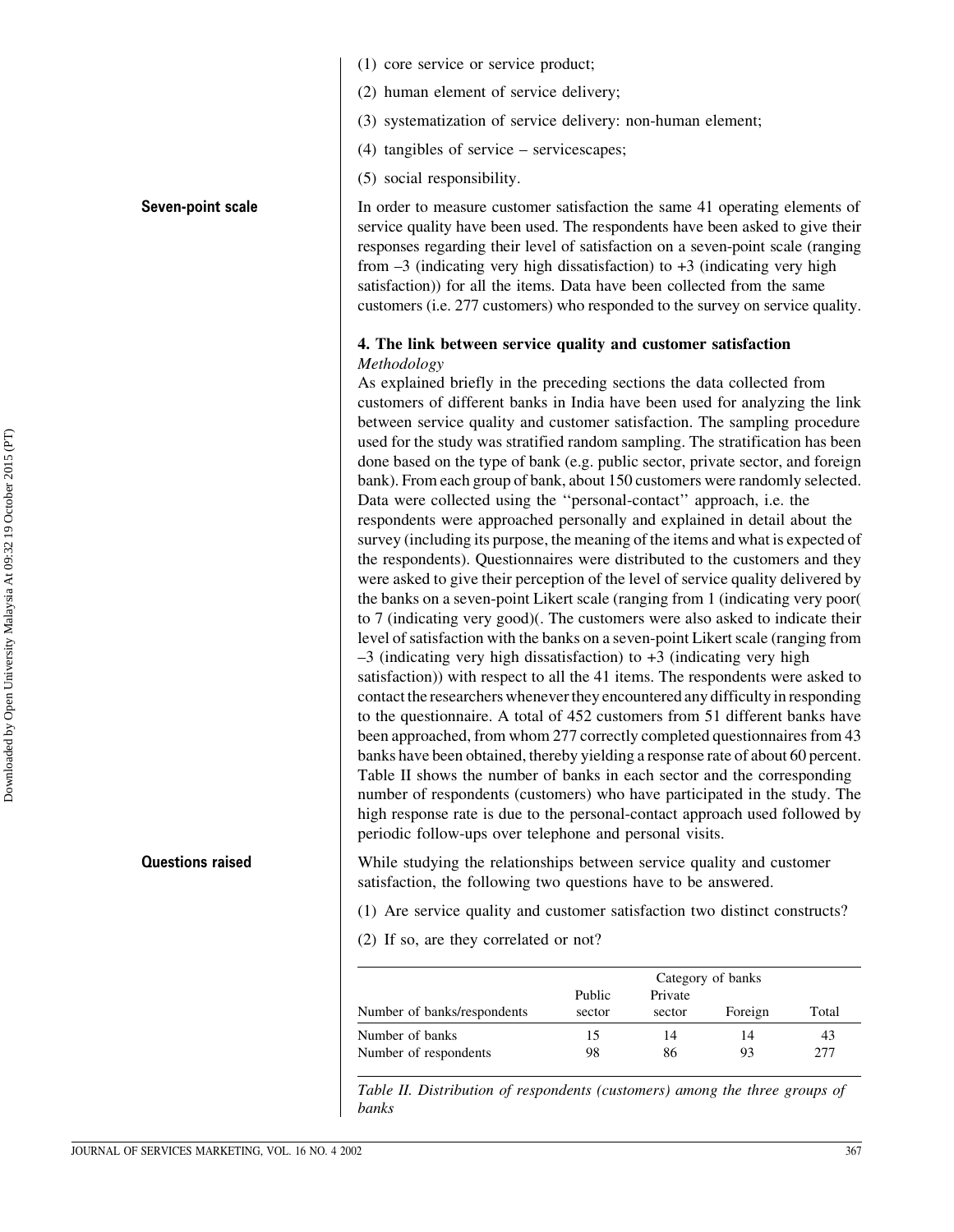(1) core service or service product;

(2) human element of service delivery;

(3) systematization of service delivery: non-human element;

(4) tangibles of service – servicescapes;

(5) social responsibility.

**Seven-point scale**

In order to measure customer satisfaction the same 41 operating elements of service quality have been used. The respondents have been asked to give their responses regarding their level of satisfaction on a seven-point scale (ranging from –3 (indicating very high dissatisfaction) to +3 (indicating very high satisfaction)) for all the items. Data have been collected from the same customers (i.e. 277 customers) who responded to the survey on service quality.

## 4. The link between service quality and customer satisfaction

*Methodology*

As explained briefly in the preceding sections the data collected from customers of different banks in India have been used for analyzing the link between service quality and customer satisfaction. The sampling procedure used for the study was stratified random sampling. The stratification has been done based on the type of bank (e.g. public sector, private sector, and foreign bank). From each group of bank, about 150 customers were randomly selected. Data were collected using the ''personal-contact'' approach, i.e. the respondents were approached personally and explained in detail about the survey (including its purpose, the meaning of the items and what is expected of the respondents). Questionnaires were distributed to the customers and they were asked to give their perception of the level of service quality delivered by the banks on a seven-point Likert scale (ranging from 1 (indicating very poor( to 7 (indicating very good)(. The customers were also asked to indicate their level of satisfaction with the banks on a seven-point Likert scale (ranging from –3 (indicating very high dissatisfaction) to +3 (indicating very high satisfaction)) with respect to all the 41 items. The respondents were asked to contact the researchers whenever they encountered any difficulty in responding to the questionnaire. A total of 452 customers from 51 different banks have been approached, from whom 277 correctly completed questionnaires from 43 banks have been obtained, thereby yielding a response rate of about 60 percent. Table II shows the number of banks in each sector and the corresponding number of respondents (customers) who have participated in the study. The high response rate is due to the personal-contact approach used followed by periodic follow-ups over telephone and personal visits.

**Questions raised**

While studying the relationships between service quality and customer satisfaction, the following two questions have to be answered.

(1) Are service quality and customer satisfaction two distinct constructs?

(2) If so, are they correlated or not?

| | Category of banks | | | |
|---|---|---|---|---|
| Number of banks/respondents | Public sector | Private sector | Foreign | Total |
| Number of banks | 15 | 14 | 14 | 43 |
| Number of respondents | 98 | 86 | 93 | 277 |

*Table II. Distribution of respondents (customers) among the three groups of banks*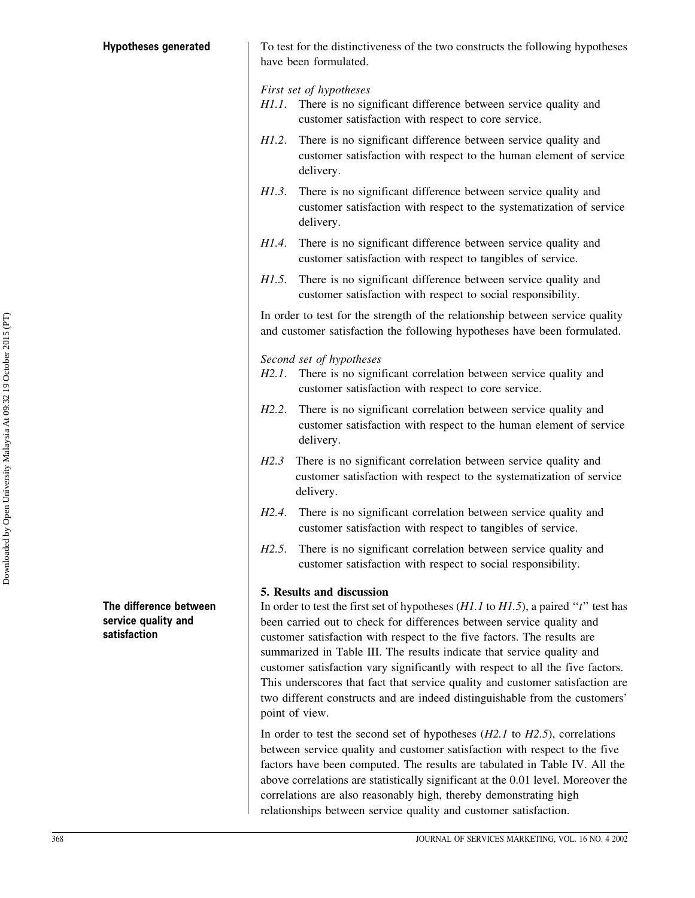## Hypotheses generated

To test for the distinctiveness of the two constructs the following hypotheses have been formulated.

*First set of hypotheses*

*H1.1*. There is no significant difference between service quality and customer satisfaction with respect to core service.

*H1.2*. There is no significant difference between service quality and customer satisfaction with respect to the human element of service delivery.

*H1.3*. There is no significant difference between service quality and customer satisfaction with respect to the systematization of service delivery.

*H1.4*. There is no significant difference between service quality and customer satisfaction with respect to tangibles of service.

*H1.5*. There is no significant difference between service quality and customer satisfaction with respect to social responsibility.

In order to test for the strength of the relationship between service quality and customer satisfaction the following hypotheses have been formulated.

*Second set of hypotheses*

*H2.1*. There is no significant correlation between service quality and customer satisfaction with respect to core service.

*H2.2*. There is no significant correlation between service quality and customer satisfaction with respect to the human element of service delivery.

*H2.3* There is no significant correlation between service quality and customer satisfaction with respect to the systematization of service delivery.

*H2.4*. There is no significant correlation between service quality and customer satisfaction with respect to tangibles of service.

*H2.5*. There is no significant correlation between service quality and customer satisfaction with respect to social responsibility.

## 5. Results and discussion

### The difference between service quality and satisfaction

In order to test the first set of hypotheses (*H1.1* to *H1.5*), a paired "*t*" test has been carried out to check for differences between service quality and customer satisfaction with respect to the five factors. The results are summarized in Table III. The results indicate that service quality and customer satisfaction vary significantly with respect to all the five factors. This underscores that fact that service quality and customer satisfaction are two different constructs and are indeed distinguishable from the customers' point of view.

In order to test the second set of hypotheses (*H2.1* to *H2.5*), correlations between service quality and customer satisfaction with respect to the five factors have been computed. The results are tabulated in Table IV. All the above correlations are statistically significant at the 0.01 level. Moreover the correlations are also reasonably high, thereby demonstrating high relationships between service quality and customer satisfaction.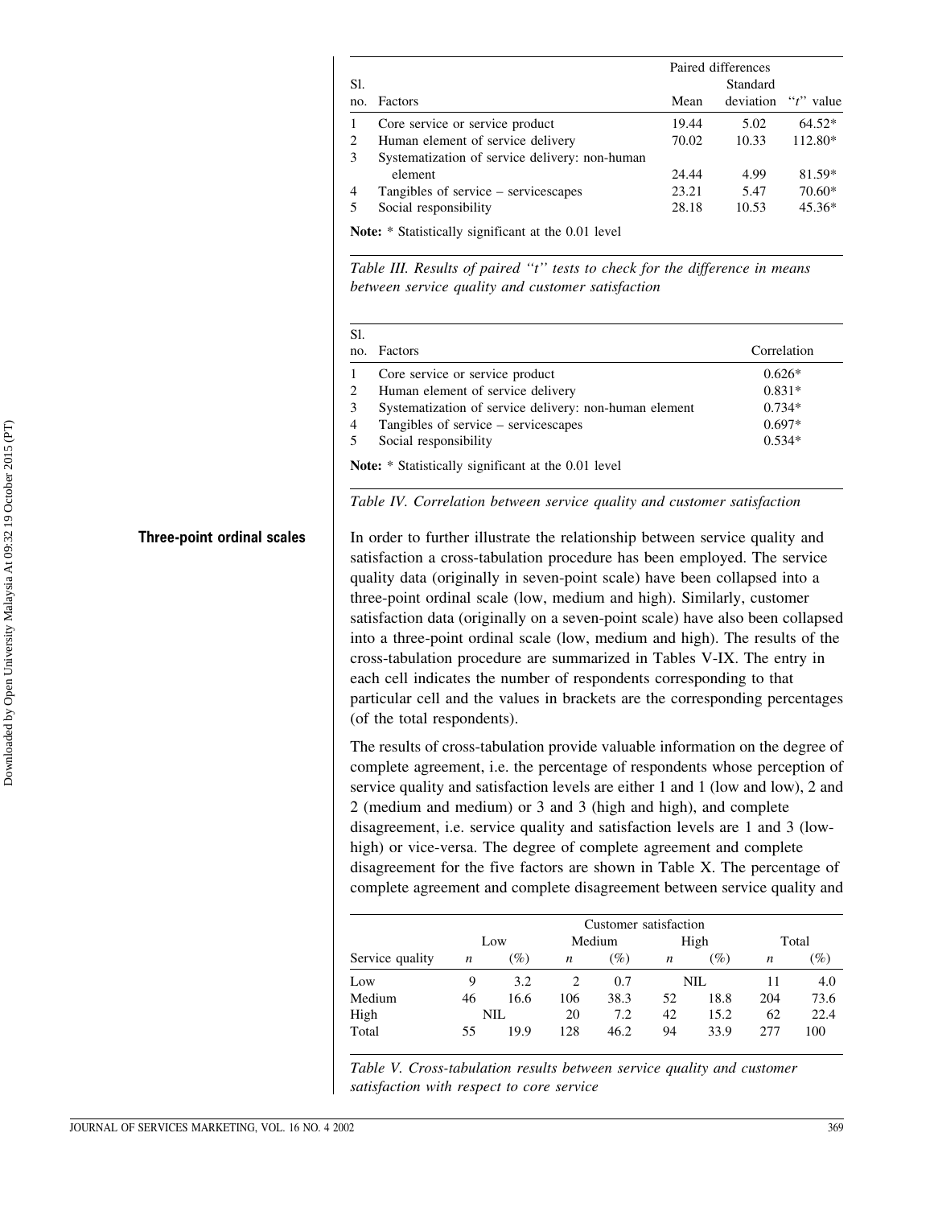| Sl. no. | Factors | Paired differences Mean | Standard deviation | "t" value |
|---|---|---|---|---|
| 1 | Core service or service product | 19.44 | 5.02 | 64.52* |
| 2 | Human element of service delivery | 70.02 | 10.33 | 112.80* |
| 3 | Systematization of service delivery: non-human element | 24.44 | 4.99 | 81.59* |
| 4 | Tangibles of service – servicescapes | 23.21 | 5.47 | 70.60* |
| 5 | Social responsibility | 28.18 | 10.53 | 45.36* |

**Note:** * Statistically significant at the 0.01 level

*Table III. Results of paired "t" tests to check for the difference in means between service quality and customer satisfaction*

| Sl. no. | Factors | Correlation |
|---|---|---|
| 1 | Core service or service product | 0.626* |
| 2 | Human element of service delivery | 0.831* |
| 3 | Systematization of service delivery: non-human element | 0.734* |
| 4 | Tangibles of service – servicescapes | 0.697* |
| 5 | Social responsibility | 0.534* |

**Note:** * Statistically significant at the 0.01 level

*Table IV. Correlation between service quality and customer satisfaction*

## Three-point ordinal scales

In order to further illustrate the relationship between service quality and satisfaction a cross-tabulation procedure has been employed. The service quality data (originally in seven-point scale) have been collapsed into a three-point ordinal scale (low, medium and high). Similarly, customer satisfaction data (originally on a seven-point scale) have also been collapsed into a three-point ordinal scale (low, medium and high). The results of the cross-tabulation procedure are summarized in Tables V-IX. The entry in each cell indicates the number of respondents corresponding to that particular cell and the values in brackets are the corresponding percentages (of the total respondents).

The results of cross-tabulation provide valuable information on the degree of complete agreement, i.e. the percentage of respondents whose perception of service quality and satisfaction levels are either 1 and 1 (low and low), 2 and 2 (medium and medium) or 3 and 3 (high and high), and complete disagreement, i.e. service quality and satisfaction levels are 1 and 3 (low-high) or vice-versa. The degree of complete agreement and complete disagreement for the five factors are shown in Table X. The percentage of complete agreement and complete disagreement between service quality and

| | Customer satisfaction | | | | | | | |
|---|---|---|---|---|---|---|---|---|
| | Low | | Medium | | High | | Total | |
| Service quality | *n* | (%) | *n* | (%) | *n* | (%) | *n* | (%) |
| Low | 9 | 3.2 | 2 | 0.7 | NIL | | 11 | 4.0 |
| Medium | 46 | 16.6 | 106 | 38.3 | 52 | 18.8 | 204 | 73.6 |
| High | NIL | | 20 | 7.2 | 42 | 15.2 | 62 | 22.4 |
| Total | 55 | 19.9 | 128 | 46.2 | 94 | 33.9 | 277 | 100 |

*Table V. Cross-tabulation results between service quality and customer satisfaction with respect to core service*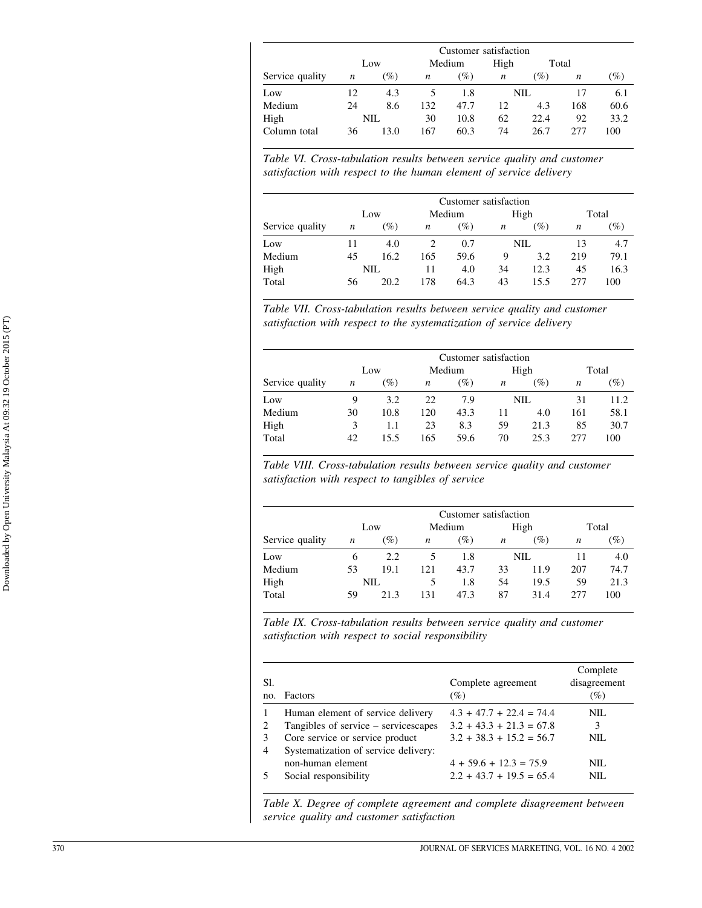| Service quality | Customer satisfaction | | | | | | | |
|---|---|---|---|---|---|---|---|---|
| | Low | | Medium | | High | | Total | |
| | $n$ | (%) | $n$ | (%) | $n$ | (%) | $n$ | (%) |
| Low | 12 | 4.3 | 5 | 1.8 | NIL | | 17 | 6.1 |
| Medium | 24 | 8.6 | 132 | 47.7 | 12 | 4.3 | 168 | 60.6 |
| High | NIL | | 30 | 10.8 | 62 | 22.4 | 92 | 33.2 |
| Column total | 36 | 13.0 | 167 | 60.3 | 74 | 26.7 | 277 | 100 |

*Table VI. Cross-tabulation results between service quality and customer satisfaction with respect to the human element of service delivery*

| Service quality | Customer satisfaction | | | | | | | |
|---|---|---|---|---|---|---|---|---|
| | Low | | Medium | | High | | Total | |
| | $n$ | (%) | $n$ | (%) | $n$ | (%) | $n$ | (%) |
| Low | 11 | 4.0 | 2 | 0.7 | NIL | | 13 | 4.7 |
| Medium | 45 | 16.2 | 165 | 59.6 | 9 | 3.2 | 219 | 79.1 |
| High | NIL | | 11 | 4.0 | 34 | 12.3 | 45 | 16.3 |
| Total | 56 | 20.2 | 178 | 64.3 | 43 | 15.5 | 277 | 100 |

*Table VII. Cross-tabulation results between service quality and customer satisfaction with respect to the systematization of service delivery*

| Service quality | Customer satisfaction | | | | | | | |
|---|---|---|---|---|---|---|---|---|
| | Low | | Medium | | High | | Total | |
| | $n$ | (%) | $n$ | (%) | $n$ | (%) | $n$ | (%) |
| Low | 9 | 3.2 | 22 | 7.9 | NIL | | 31 | 11.2 |
| Medium | 30 | 10.8 | 120 | 43.3 | 11 | 4.0 | 161 | 58.1 |
| High | 3 | 1.1 | 23 | 8.3 | 59 | 21.3 | 85 | 30.7 |
| Total | 42 | 15.5 | 165 | 59.6 | 70 | 25.3 | 277 | 100 |

*Table VIII. Cross-tabulation results between service quality and customer satisfaction with respect to tangibles of service*

| Service quality | Customer satisfaction | | | | | | | |
|---|---|---|---|---|---|---|---|---|
| | Low | | Medium | | High | | Total | |
| | $n$ | (%) | $n$ | (%) | $n$ | (%) | $n$ | (%) |
| Low | 6 | 2.2 | 5 | 1.8 | NIL | | 11 | 4.0 |
| Medium | 53 | 19.1 | 121 | 43.7 | 33 | 11.9 | 207 | 74.7 |
| High | NIL | | 5 | 1.8 | 54 | 19.5 | 59 | 21.3 |
| Total | 59 | 21.3 | 131 | 47.3 | 87 | 31.4 | 277 | 100 |

*Table IX. Cross-tabulation results between service quality and customer satisfaction with respect to social responsibility*

| Sl. no. | Factors | Complete agreement (%) | Complete disagreement (%) |
|---|---|---|---|
| 1 | Human element of service delivery | 4.3 + 47.7 + 22.4 = 74.4 | NIL |
| 2 | Tangibles of service – servicescapes | 3.2 + 43.3 + 21.3 = 67.8 | 3 |
| 3 | Core service or service product | 3.2 + 38.3 + 15.2 = 56.7 | NIL |
| 4 | Systematization of service delivery: non-human element | 4 + 59.6 + 12.3 = 75.9 | NIL |
| 5 | Social responsibility | 2.2 + 43.7 + 19.5 = 65.4 | NIL |

*Table X. Degree of complete agreement and complete disagreement between service quality and customer satisfaction*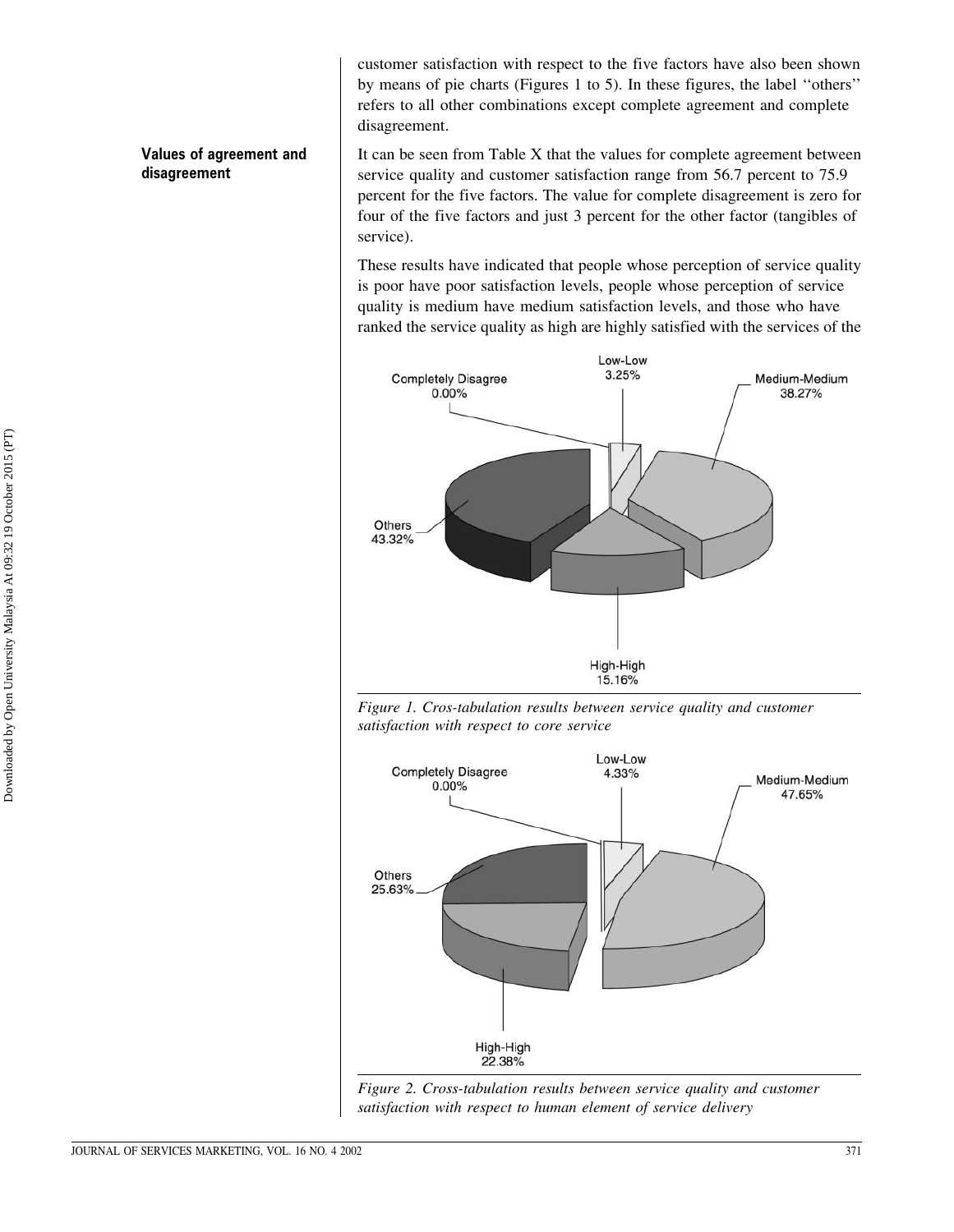customer satisfaction with respect to the five factors have also been shown by means of pie charts (Figures 1 to 5). In these figures, the label ''others'' refers to all other combinations except complete agreement and complete disagreement.

### Values of agreement and disagreement

It can be seen from Table X that the values for complete agreement between service quality and customer satisfaction range from 56.7 percent to 75.9 percent for the five factors. The value for complete disagreement is zero for four of the five factors and just 3 percent for the other factor (tangibles of service).

These results have indicated that people whose perception of service quality is poor have poor satisfaction levels, people whose perception of service quality is medium have medium satisfaction levels, and those who have ranked the service quality as high are highly satisfied with the services of the

Completely Disagree 0.00%
Low-Low 3.25%
Medium-Medium 38.27%
Others 43.32%
High-High 15.16%

*Figure 1. Cros-tabulation results between service quality and customer satisfaction with respect to core service*

Completely Disagree 0.00%
Low-Low 4.33%
Medium-Medium 47.65%
Others 25.63%
High-High 22.38%

*Figure 2. Cross-tabulation results between service quality and customer satisfaction with respect to human element of service delivery*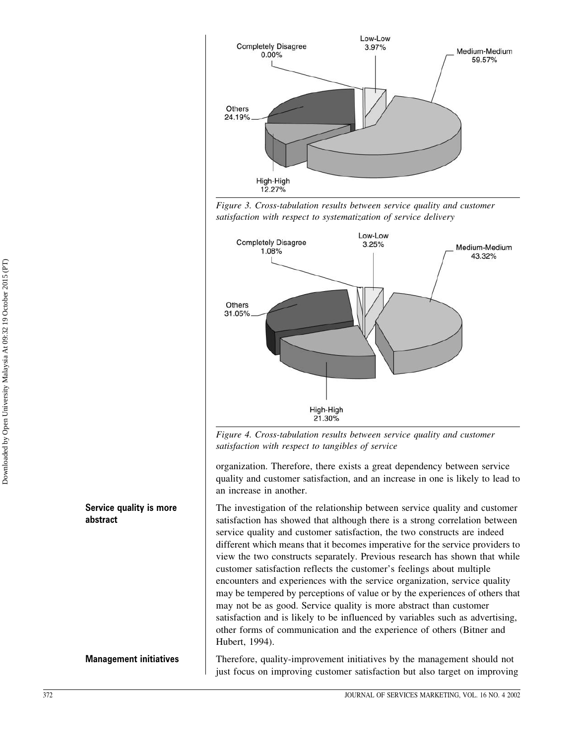Figure 3. Cross-tabulation results between service quality and customer satisfaction with respect to systematization of service delivery

Figure 4. Cross-tabulation results between service quality and customer satisfaction with respect to tangibles of service

organization. Therefore, there exists a great dependency between service quality and customer satisfaction, and an increase in one is likely to lead to an increase in another.

**Service quality is more abstract**

The investigation of the relationship between service quality and customer satisfaction has showed that although there is a strong correlation between service quality and customer satisfaction, the two constructs are indeed different which means that it becomes imperative for the service providers to view the two constructs separately. Previous research has shown that while customer satisfaction reflects the customer's feelings about multiple encounters and experiences with the service organization, service quality may be tempered by perceptions of value or by the experiences of others that may not be as good. Service quality is more abstract than customer satisfaction and is likely to be influenced by variables such as advertising, other forms of communication and the experience of others (Bitner and Hubert, 1994).

**Management initiatives**

Therefore, quality-improvement initiatives by the management should not just focus on improving customer satisfaction but also target on improving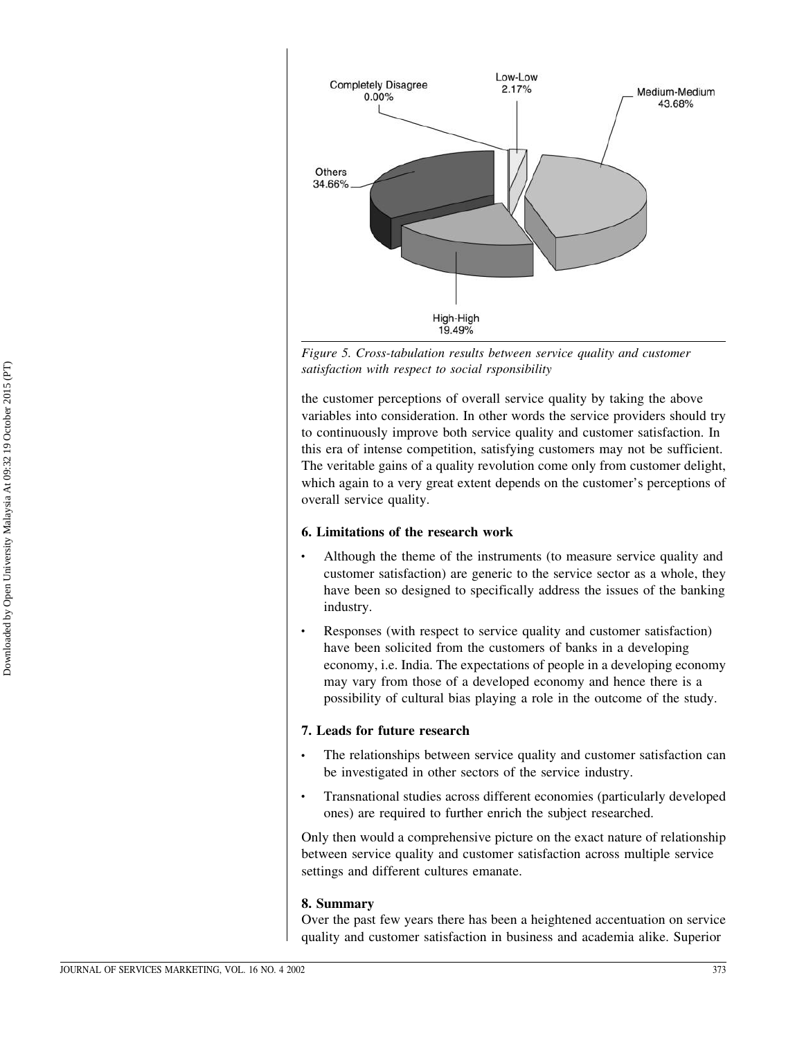*Figure 5. Cross-tabulation results between service quality and customer satisfaction with respect to social rsponsibility*

the customer perceptions of overall service quality by taking the above variables into consideration. In other words the service providers should try to continuously improve both service quality and customer satisfaction. In this era of intense competition, satisfying customers may not be sufficient. The veritable gains of a quality revolution come only from customer delight, which again to a very great extent depends on the customer's perceptions of overall service quality.

## 6. Limitations of the research work

- Although the theme of the instruments (to measure service quality and customer satisfaction) are generic to the service sector as a whole, they have been so designed to specifically address the issues of the banking industry.
- Responses (with respect to service quality and customer satisfaction) have been solicited from the customers of banks in a developing economy, i.e. India. The expectations of people in a developing economy may vary from those of a developed economy and hence there is a possibility of cultural bias playing a role in the outcome of the study.

## 7. Leads for future research

- The relationships between service quality and customer satisfaction can be investigated in other sectors of the service industry.
- Transnational studies across different economies (particularly developed ones) are required to further enrich the subject researched.

Only then would a comprehensive picture on the exact nature of relationship between service quality and customer satisfaction across multiple service settings and different cultures emanate.

## 8. Summary

Over the past few years there has been a heightened accentuation on service quality and customer satisfaction in business and academia alike. Superior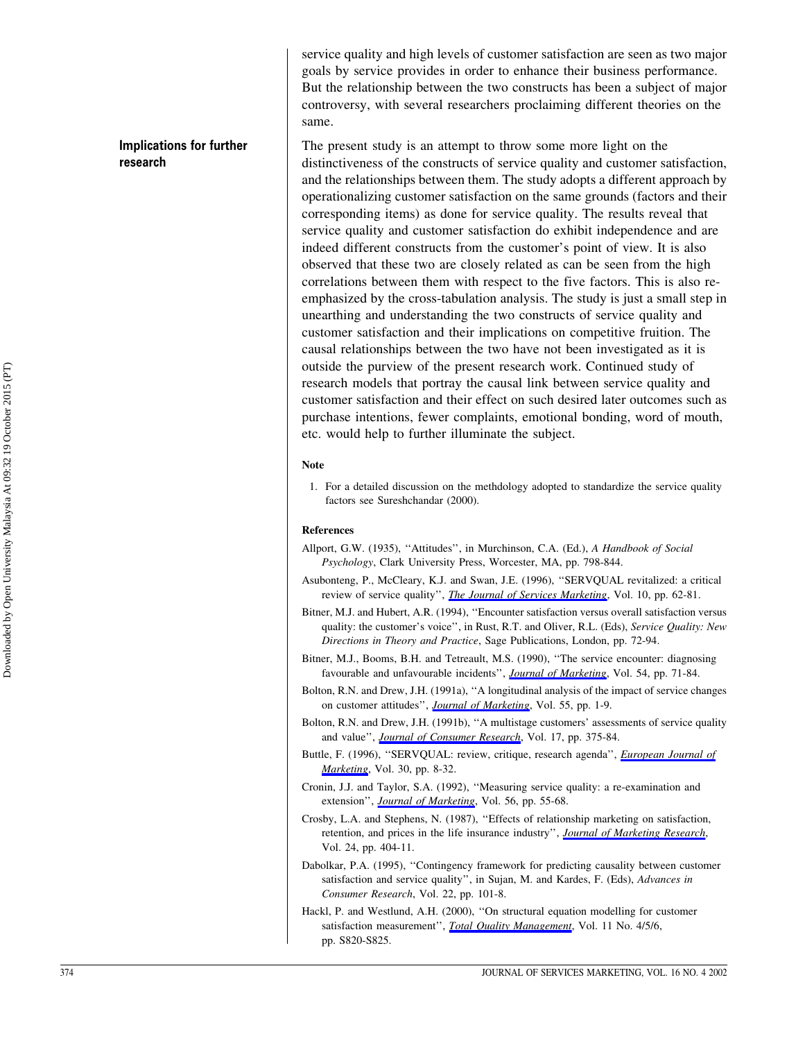service quality and high levels of customer satisfaction are seen as two major goals by service provides in order to enhance their business performance. But the relationship between the two constructs has been a subject of major controversy, with several researchers proclaiming different theories on the same.

## Implications for further research

The present study is an attempt to throw some more light on the distinctiveness of the constructs of service quality and customer satisfaction, and the relationships between them. The study adopts a different approach by operationalizing customer satisfaction on the same grounds (factors and their corresponding items) as done for service quality. The results reveal that service quality and customer satisfaction do exhibit independence and are indeed different constructs from the customer's point of view. It is also observed that these two are closely related as can be seen from the high correlations between them with respect to the five factors. This is also re-emphasized by the cross-tabulation analysis. The study is just a small step in unearthing and understanding the two constructs of service quality and customer satisfaction and their implications on competitive fruition. The causal relationships between the two have not been investigated as it is outside the purview of the present research work. Continued study of research models that portray the causal link between service quality and customer satisfaction and their effect on such desired later outcomes such as purchase intentions, fewer complaints, emotional bonding, word of mouth, etc. would help to further illuminate the subject.

### Note

1. For a detailed discussion on the methdology adopted to standardize the service quality factors see Sureshchandar (2000).

### References

Allport, G.W. (1935), ''Attitudes'', in Murchinson, C.A. (Ed.), *A Handbook of Social Psychology*, Clark University Press, Worcester, MA, pp. 798-844.

Asubonteng, P., McCleary, K.J. and Swan, J.E. (1996), ''SERVQUAL revitalized: a critical review of service quality'', *The Journal of Services Marketing*, Vol. 10, pp. 62-81.

Bitner, M.J. and Hubert, A.R. (1994), ''Encounter satisfaction versus overall satisfaction versus quality: the customer's voice'', in Rust, R.T. and Oliver, R.L. (Eds), *Service Quality: New Directions in Theory and Practice*, Sage Publications, London, pp. 72-94.

Bitner, M.J., Booms, B.H. and Tetreault, M.S. (1990), ''The service encounter: diagnosing favourable and unfavourable incidents'', *Journal of Marketing*, Vol. 54, pp. 71-84.

Bolton, R.N. and Drew, J.H. (1991a), ''A longitudinal analysis of the impact of service changes on customer attitudes'', *Journal of Marketing*, Vol. 55, pp. 1-9.

Bolton, R.N. and Drew, J.H. (1991b), ''A multistage customers' assessments of service quality and value'', *Journal of Consumer Research*, Vol. 17, pp. 375-84.

Buttle, F. (1996), ''SERVQUAL: review, critique, research agenda'', *European Journal of Marketing*, Vol. 30, pp. 8-32.

Cronin, J.J. and Taylor, S.A. (1992), ''Measuring service quality: a re-examination and extension'', *Journal of Marketing*, Vol. 56, pp. 55-68.

Crosby, L.A. and Stephens, N. (1987), ''Effects of relationship marketing on satisfaction, retention, and prices in the life insurance industry'', *Journal of Marketing Research*, Vol. 24, pp. 404-11.

Dabolkar, P.A. (1995), ''Contingency framework for predicting causality between customer satisfaction and service quality'', in Sujan, M. and Kardes, F. (Eds), *Advances in Consumer Research*, Vol. 22, pp. 101-8.

Hackl, P. and Westlund, A.H. (2000), ''On structural equation modelling for customer satisfaction measurement'', *Total Quality Management*, Vol. 11 No. 4/5/6, pp. S820-S825.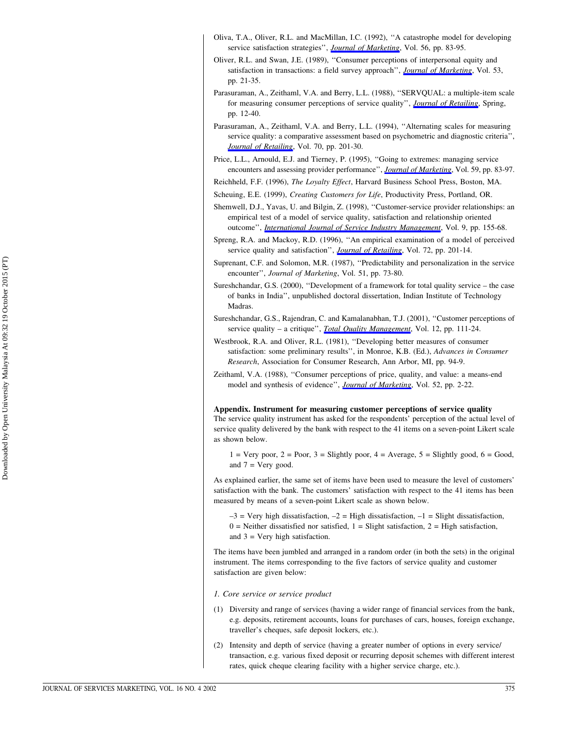Oliva, T.A., Oliver, R.L. and MacMillan, I.C. (1992), ''A catastrophe model for developing service satisfaction strategies'', *Journal of Marketing*, Vol. 56, pp. 83-95.

Oliver, R.L. and Swan, J.E. (1989), ''Consumer perceptions of interpersonal equity and satisfaction in transactions: a field survey approach'', *Journal of Marketing*, Vol. 53, pp. 21-35.

Parasuraman, A., Zeithaml, V.A. and Berry, L.L. (1988), ''SERVQUAL: a multiple-item scale for measuring consumer perceptions of service quality'', *Journal of Retailing*, Spring, pp. 12-40.

Parasuraman, A., Zeithaml, V.A. and Berry, L.L. (1994), ''Alternating scales for measuring service quality: a comparative assessment based on psychometric and diagnostic criteria'', *Journal of Retailing*, Vol. 70, pp. 201-30.

Price, L.L., Arnould, E.J. and Tierney, P. (1995), ''Going to extremes: managing service encounters and assessing provider performance'', *Journal of Marketing*, Vol. 59, pp. 83-97.

Reichheld, F.F. (1996), *The Loyalty Effect*, Harvard Business School Press, Boston, MA.

Scheuing, E.E. (1999), *Creating Customers for Life*, Productivity Press, Portland, OR.

Shemwell, D.J., Yavas, U. and Bilgin, Z. (1998), ''Customer-service provider relationships: an empirical test of a model of service quality, satisfaction and relationship oriented outcome'', *International Journal of Service Industry Management*, Vol. 9, pp. 155-68.

Spreng, R.A. and Mackoy, R.D. (1996), ''An empirical examination of a model of perceived service quality and satisfaction'', *Journal of Retailing*, Vol. 72, pp. 201-14.

Suprenant, C.F. and Solomon, M.R. (1987), ''Predictability and personalization in the service encounter'', *Journal of Marketing*, Vol. 51, pp. 73-80.

Sureshchandar, G.S. (2000), ''Development of a framework for total quality service – the case of banks in India'', unpublished doctoral dissertation, Indian Institute of Technology Madras.

Sureshchandar, G.S., Rajendran, C. and Kamalanabhan, T.J. (2001), ''Customer perceptions of service quality – a critique'', *Total Quality Management*, Vol. 12, pp. 111-24.

Westbrook, R.A. and Oliver, R.L. (1981), ''Developing better measures of consumer satisfaction: some preliminary results'', in Monroe, K.B. (Ed.), *Advances in Consumer Research*, Association for Consumer Research, Ann Arbor, MI, pp. 94-9.

Zeithaml, V.A. (1988), ''Consumer perceptions of price, quality, and value: a means-end model and synthesis of evidence'', *Journal of Marketing*, Vol. 52, pp. 2-22.

## Appendix. Instrument for measuring customer perceptions of service quality

The service quality instrument has asked for the respondents' perception of the actual level of service quality delivered by the bank with respect to the 41 items on a seven-point Likert scale as shown below.

1 = Very poor, 2 = Poor, 3 = Slightly poor, 4 = Average, 5 = Slightly good, 6 = Good, and 7 = Very good.

As explained earlier, the same set of items have been used to measure the level of customers' satisfaction with the bank. The customers' satisfaction with respect to the 41 items has been measured by means of a seven-point Likert scale as shown below.

–3 = Very high dissatisfaction, –2 = High dissatisfaction, –1 = Slight dissatisfaction, 0 = Neither dissatisfied nor satisfied, 1 = Slight satisfaction, 2 = High satisfaction, and 3 = Very high satisfaction.

The items have been jumbled and arranged in a random order (in both the sets) in the original instrument. The items corresponding to the five factors of service quality and customer satisfaction are given below:

### *1. Core service or service product*

(1) Diversity and range of services (having a wider range of financial services from the bank, e.g. deposits, retirement accounts, loans for purchases of cars, houses, foreign exchange, traveller's cheques, safe deposit lockers, etc.).

(2) Intensity and depth of service (having a greater number of options in every service/transaction, e.g. various fixed deposit or recurring deposit schemes with different interest rates, quick cheque clearing facility with a higher service charge, etc.).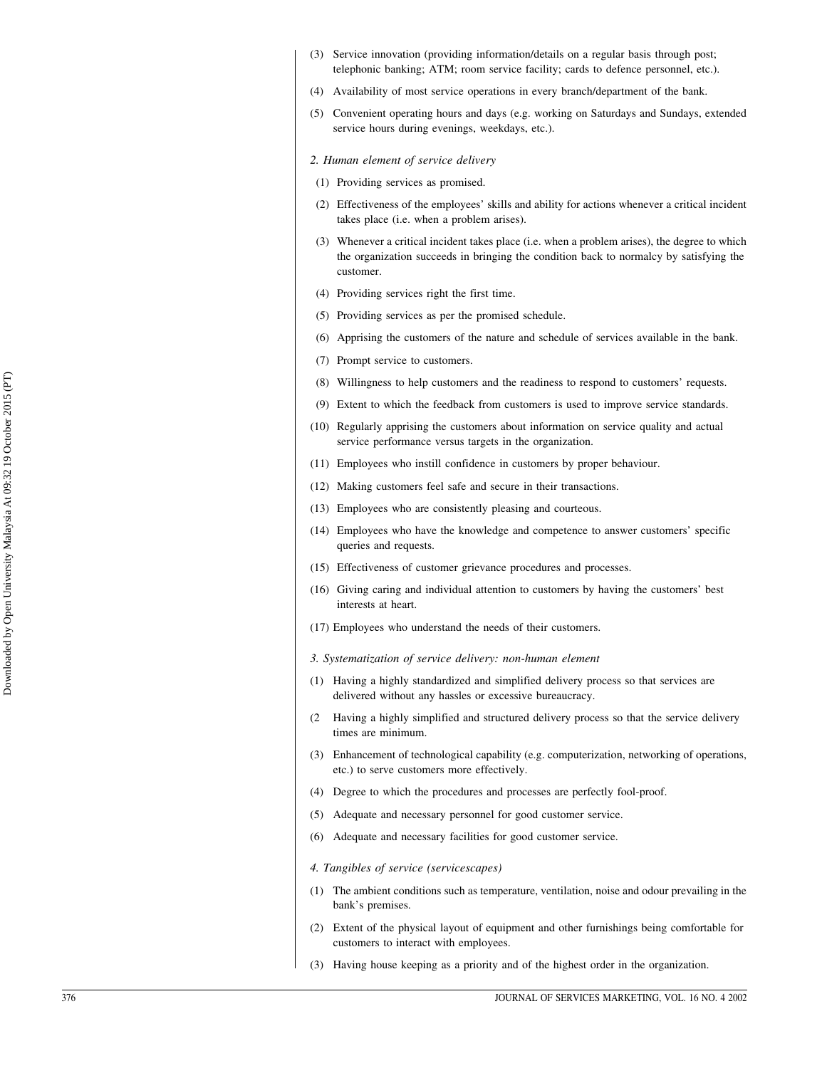(3) Service innovation (providing information/details on a regular basis through post; telephonic banking; ATM; room service facility; cards to defence personnel, etc.).

(4) Availability of most service operations in every branch/department of the bank.

(5) Convenient operating hours and days (e.g. working on Saturdays and Sundays, extended service hours during evenings, weekdays, etc.).

*2. Human element of service delivery*

(1) Providing services as promised.

(2) Effectiveness of the employees' skills and ability for actions whenever a critical incident takes place (i.e. when a problem arises).

(3) Whenever a critical incident takes place (i.e. when a problem arises), the degree to which the organization succeeds in bringing the condition back to normalcy by satisfying the customer.

(4) Providing services right the first time.

(5) Providing services as per the promised schedule.

(6) Apprising the customers of the nature and schedule of services available in the bank.

(7) Prompt service to customers.

(8) Willingness to help customers and the readiness to respond to customers' requests.

(9) Extent to which the feedback from customers is used to improve service standards.

(10) Regularly apprising the customers about information on service quality and actual service performance versus targets in the organization.

(11) Employees who instill confidence in customers by proper behaviour.

(12) Making customers feel safe and secure in their transactions.

(13) Employees who are consistently pleasing and courteous.

(14) Employees who have the knowledge and competence to answer customers' specific queries and requests.

(15) Effectiveness of customer grievance procedures and processes.

(16) Giving caring and individual attention to customers by having the customers' best interests at heart.

(17) Employees who understand the needs of their customers.

*3. Systematization of service delivery: non-human element*

(1) Having a highly standardized and simplified delivery process so that services are delivered without any hassles or excessive bureaucracy.

(2 Having a highly simplified and structured delivery process so that the service delivery times are minimum.

(3) Enhancement of technological capability (e.g. computerization, networking of operations, etc.) to serve customers more effectively.

(4) Degree to which the procedures and processes are perfectly fool-proof.

(5) Adequate and necessary personnel for good customer service.

(6) Adequate and necessary facilities for good customer service.

*4. Tangibles of service (servicescapes)*

(1) The ambient conditions such as temperature, ventilation, noise and odour prevailing in the bank's premises.

(2) Extent of the physical layout of equipment and other furnishings being comfortable for customers to interact with employees.

(3) Having house keeping as a priority and of the highest order in the organization.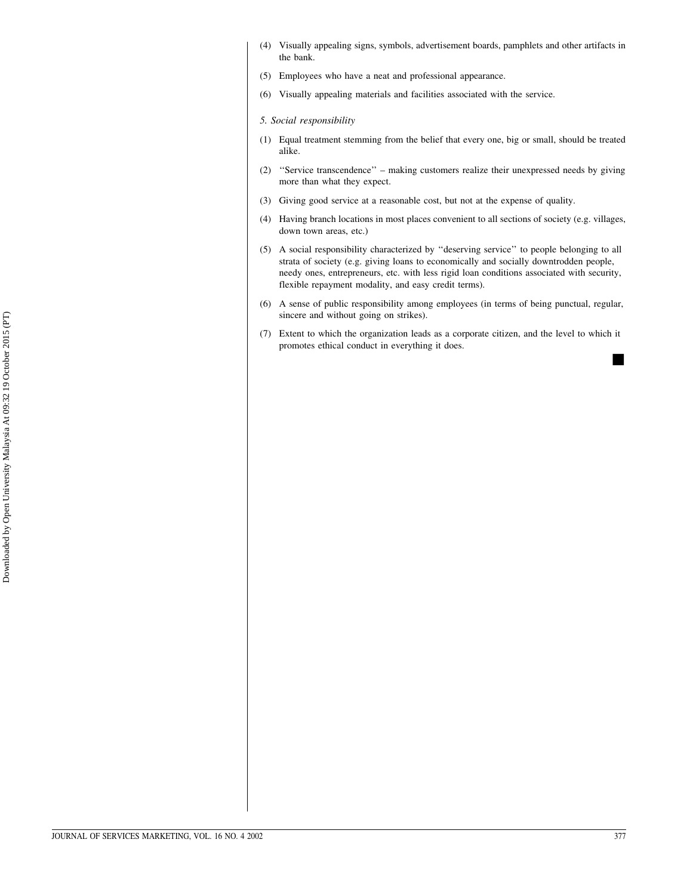(4) Visually appealing signs, symbols, advertisement boards, pamphlets and other artifacts in the bank.

(5) Employees who have a neat and professional appearance.

(6) Visually appealing materials and facilities associated with the service.

*5. Social responsibility*

(1) Equal treatment stemming from the belief that every one, big or small, should be treated alike.

(2) ''Service transcendence'' – making customers realize their unexpressed needs by giving more than what they expect.

(3) Giving good service at a reasonable cost, but not at the expense of quality.

(4) Having branch locations in most places convenient to all sections of society (e.g. villages, down town areas, etc.)

(5) A social responsibility characterized by ''deserving service'' to people belonging to all strata of society (e.g. giving loans to economically and socially downtrodden people, needy ones, entrepreneurs, etc. with less rigid loan conditions associated with security, flexible repayment modality, and easy credit terms).

(6) A sense of public responsibility among employees (in terms of being punctual, regular, sincere and without going on strikes).

(7) Extent to which the organization leads as a corporate citizen, and the level to which it promotes ethical conduct in everything it does.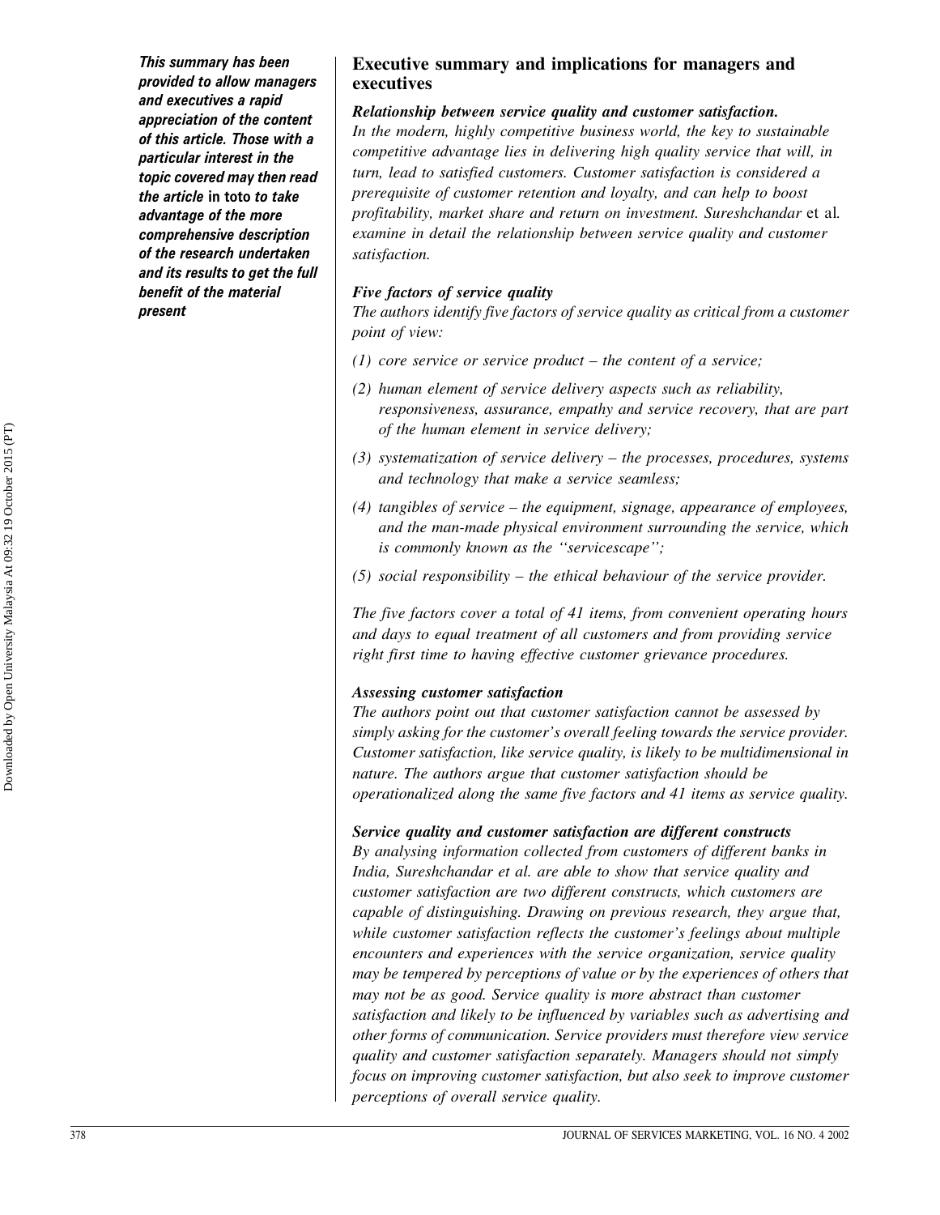*This summary has been provided to allow managers and executives a rapid appreciation of the content of this article. Those with a particular interest in the topic covered may then read the article* in toto *to take advantage of the more comprehensive description of the research undertaken and its results to get the full benefit of the material present*

## Executive summary and implications for managers and executives

### *Relationship between service quality and customer satisfaction.*

*In the modern, highly competitive business world, the key to sustainable competitive advantage lies in delivering high quality service that will, in turn, lead to satisfied customers. Customer satisfaction is considered a prerequisite of customer retention and loyalty, and can help to boost profitability, market share and return on investment. Sureshchandar* et al. *examine in detail the relationship between service quality and customer satisfaction.*

### *Five factors of service quality*

*The authors identify five factors of service quality as critical from a customer point of view:*

*(1) core service or service product – the content of a service;*

*(2) human element of service delivery aspects such as reliability, responsiveness, assurance, empathy and service recovery, that are part of the human element in service delivery;*

*(3) systematization of service delivery – the processes, procedures, systems and technology that make a service seamless;*

*(4) tangibles of service – the equipment, signage, appearance of employees, and the man-made physical environment surrounding the service, which is commonly known as the ''servicescape'';*

*(5) social responsibility – the ethical behaviour of the service provider.*

*The five factors cover a total of 41 items, from convenient operating hours and days to equal treatment of all customers and from providing service right first time to having effective customer grievance procedures.*

### *Assessing customer satisfaction*

*The authors point out that customer satisfaction cannot be assessed by simply asking for the customer's overall feeling towards the service provider. Customer satisfaction, like service quality, is likely to be multidimensional in nature. The authors argue that customer satisfaction should be operationalized along the same five factors and 41 items as service quality.*

### *Service quality and customer satisfaction are different constructs*

*By analysing information collected from customers of different banks in India, Sureshchandar et al. are able to show that service quality and customer satisfaction are two different constructs, which customers are capable of distinguishing. Drawing on previous research, they argue that, while customer satisfaction reflects the customer's feelings about multiple encounters and experiences with the service organization, service quality may be tempered by perceptions of value or by the experiences of others that may not be as good. Service quality is more abstract than customer satisfaction and likely to be influenced by variables such as advertising and other forms of communication. Service providers must therefore view service quality and customer satisfaction separately. Managers should not simply focus on improving customer satisfaction, but also seek to improve customer perceptions of overall service quality.*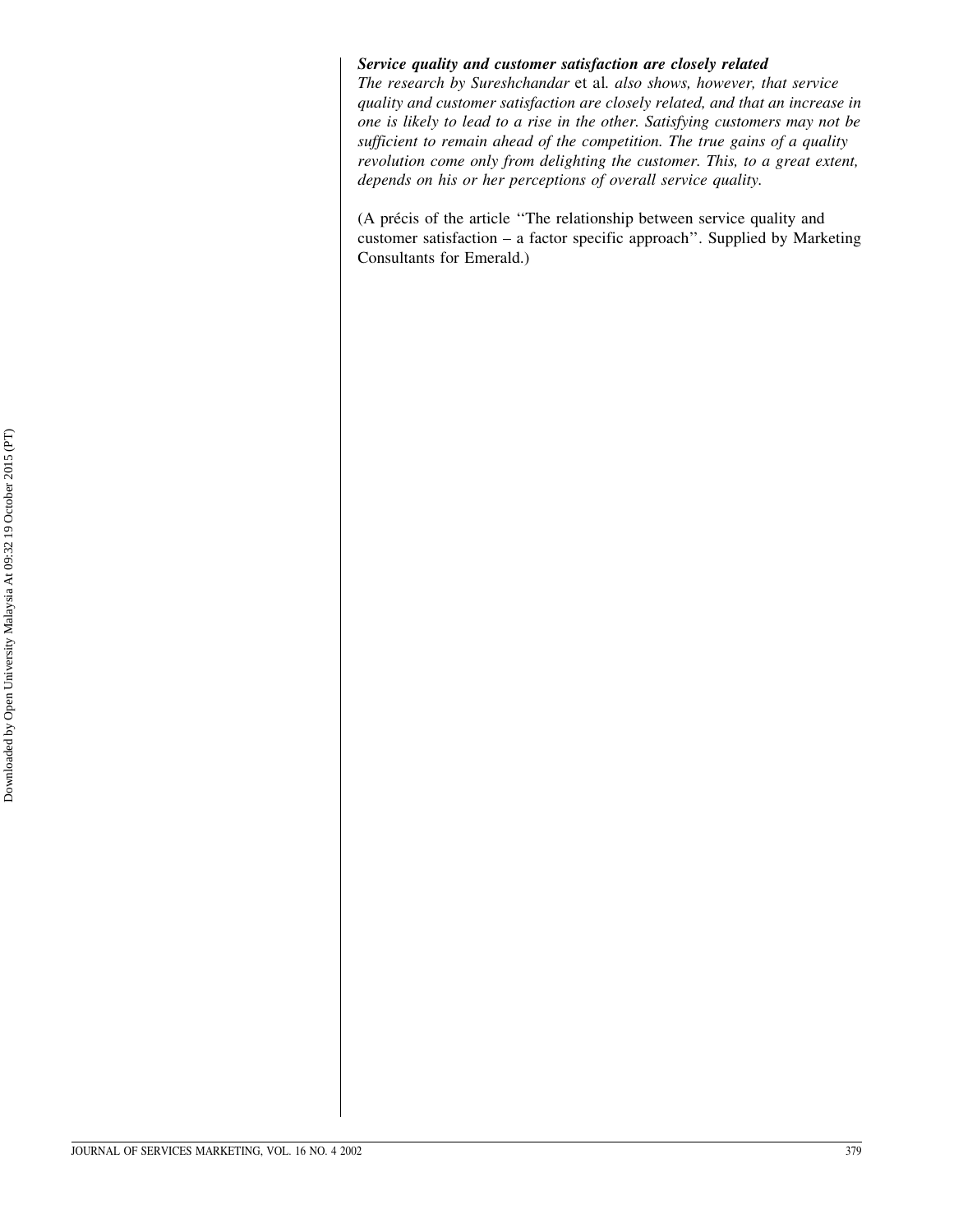***Service quality and customer satisfaction are closely related***

*The research by Sureshchandar* et al. *also shows, however, that service quality and customer satisfaction are closely related, and that an increase in one is likely to lead to a rise in the other. Satisfying customers may not be sufficient to remain ahead of the competition. The true gains of a quality revolution come only from delighting the customer. This, to a great extent, depends on his or her perceptions of overall service quality.*

(A précis of the article ''The relationship between service quality and customer satisfaction – a factor specific approach''. Supplied by Marketing Consultants for Emerald.)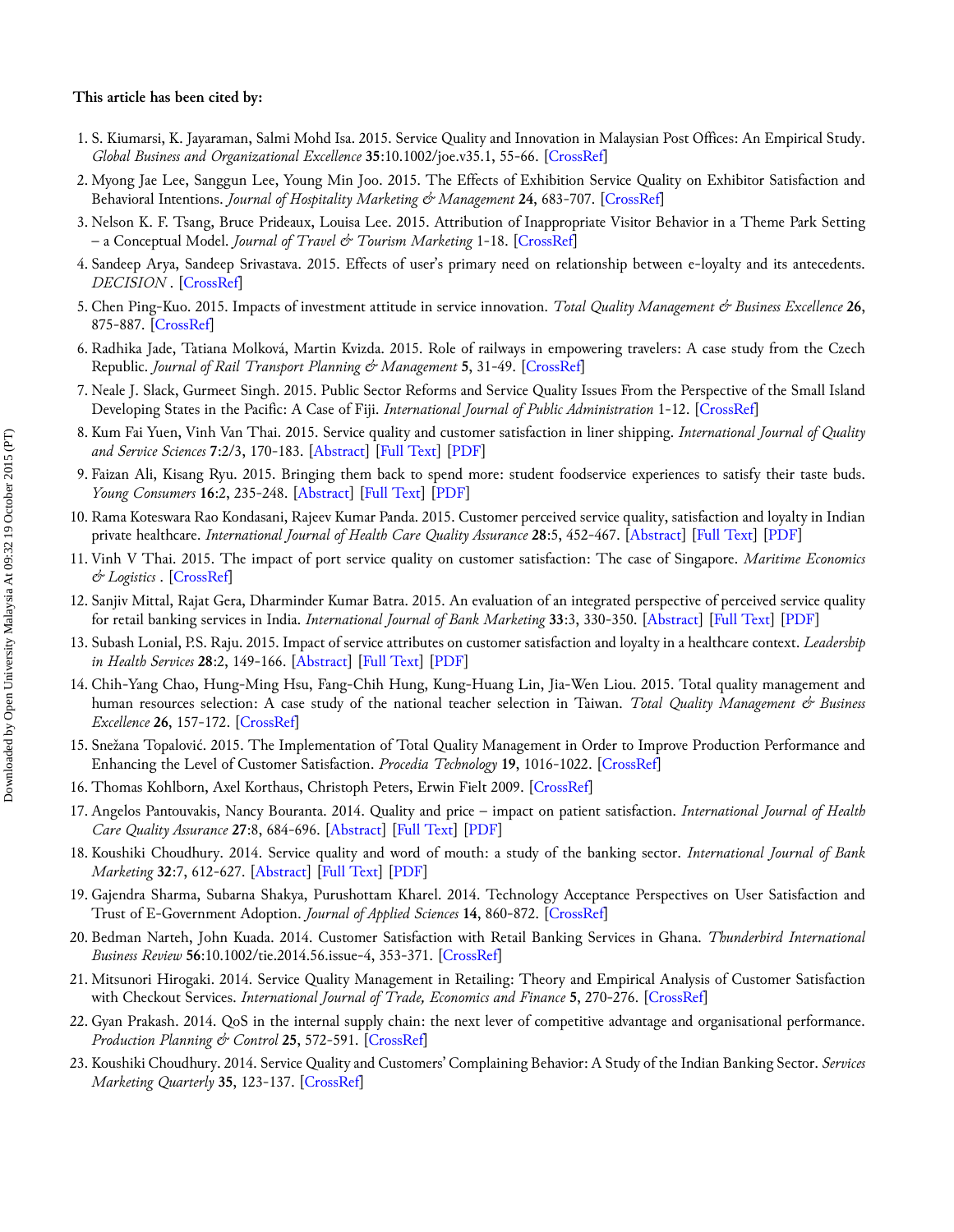**This article has been cited by:**

1. S. Kiumarsi, K. Jayaraman, Salmi Mohd Isa. 2015. Service Quality and Innovation in Malaysian Post Offices: An Empirical Study. *Global Business and Organizational Excellence* **35**:10.1002/joe.v35.1, 55-66. [CrossRef]
2. Myong Jae Lee, Sanggun Lee, Young Min Joo. 2015. The Effects of Exhibition Service Quality on Exhibitor Satisfaction and Behavioral Intentions. *Journal of Hospitality Marketing & Management* **24**, 683-707. [CrossRef]
3. Nelson K. F. Tsang, Bruce Prideaux, Louisa Lee. 2015. Attribution of Inappropriate Visitor Behavior in a Theme Park Setting – a Conceptual Model. *Journal of Travel & Tourism Marketing* 1-18. [CrossRef]
4. Sandeep Arya, Sandeep Srivastava. 2015. Effects of user's primary need on relationship between e-loyalty and its antecedents. *DECISION* . [CrossRef]
5. Chen Ping-Kuo. 2015. Impacts of investment attitude in service innovation. *Total Quality Management & Business Excellence* **26**, 875-887. [CrossRef]
6. Radhika Jade, Tatiana Molková, Martin Kvizda. 2015. Role of railways in empowering travelers: A case study from the Czech Republic. *Journal of Rail Transport Planning & Management* **5**, 31-49. [CrossRef]
7. Neale J. Slack, Gurmeet Singh. 2015. Public Sector Reforms and Service Quality Issues From the Perspective of the Small Island Developing States in the Pacific: A Case of Fiji. *International Journal of Public Administration* 1-12. [CrossRef]
8. Kum Fai Yuen, Vinh Van Thai. 2015. Service quality and customer satisfaction in liner shipping. *International Journal of Quality and Service Sciences* **7**:2/3, 170-183. [Abstract] [Full Text] [PDF]
9. Faizan Ali, Kisang Ryu. 2015. Bringing them back to spend more: student foodservice experiences to satisfy their taste buds. *Young Consumers* **16**:2, 235-248. [Abstract] [Full Text] [PDF]
10. Rama Koteswara Rao Kondasani, Rajeev Kumar Panda. 2015. Customer perceived service quality, satisfaction and loyalty in Indian private healthcare. *International Journal of Health Care Quality Assurance* **28**:5, 452-467. [Abstract] [Full Text] [PDF]
11. Vinh V Thai. 2015. The impact of port service quality on customer satisfaction: The case of Singapore. *Maritime Economics & Logistics* . [CrossRef]
12. Sanjiv Mittal, Rajat Gera, Dharminder Kumar Batra. 2015. An evaluation of an integrated perspective of perceived service quality for retail banking services in India. *International Journal of Bank Marketing* **33**:3, 330-350. [Abstract] [Full Text] [PDF]
13. Subash Lonial, P.S. Raju. 2015. Impact of service attributes on customer satisfaction and loyalty in a healthcare context. *Leadership in Health Services* **28**:2, 149-166. [Abstract] [Full Text] [PDF]
14. Chih-Yang Chao, Hung-Ming Hsu, Fang-Chih Hung, Kung-Huang Lin, Jia-Wen Liou. 2015. Total quality management and human resources selection: A case study of the national teacher selection in Taiwan. *Total Quality Management & Business Excellence* **26**, 157-172. [CrossRef]
15. Snežana Topalović. 2015. The Implementation of Total Quality Management in Order to Improve Production Performance and Enhancing the Level of Customer Satisfaction. *Procedia Technology* **19**, 1016-1022. [CrossRef]
16. Thomas Kohlborn, Axel Korthaus, Christoph Peters, Erwin Fielt 2009. [CrossRef]
17. Angelos Pantouvakis, Nancy Bouranta. 2014. Quality and price – impact on patient satisfaction. *International Journal of Health Care Quality Assurance* **27**:8, 684-696. [Abstract] [Full Text] [PDF]
18. Koushiki Choudhury. 2014. Service quality and word of mouth: a study of the banking sector. *International Journal of Bank Marketing* **32**:7, 612-627. [Abstract] [Full Text] [PDF]
19. Gajendra Sharma, Subarna Shakya, Purushottam Kharel. 2014. Technology Acceptance Perspectives on User Satisfaction and Trust of E-Government Adoption. *Journal of Applied Sciences* **14**, 860-872. [CrossRef]
20. Bedman Narteh, John Kuada. 2014. Customer Satisfaction with Retail Banking Services in Ghana. *Thunderbird International Business Review* **56**:10.1002/tie.2014.56.issue-4, 353-371. [CrossRef]
21. Mitsunori Hirogaki. 2014. Service Quality Management in Retailing: Theory and Empirical Analysis of Customer Satisfaction with Checkout Services. *International Journal of Trade, Economics and Finance* **5**, 270-276. [CrossRef]
22. Gyan Prakash. 2014. QoS in the internal supply chain: the next lever of competitive advantage and organisational performance. *Production Planning & Control* **25**, 572-591. [CrossRef]
23. Koushiki Choudhury. 2014. Service Quality and Customers' Complaining Behavior: A Study of the Indian Banking Sector. *Services Marketing Quarterly* **35**, 123-137. [CrossRef]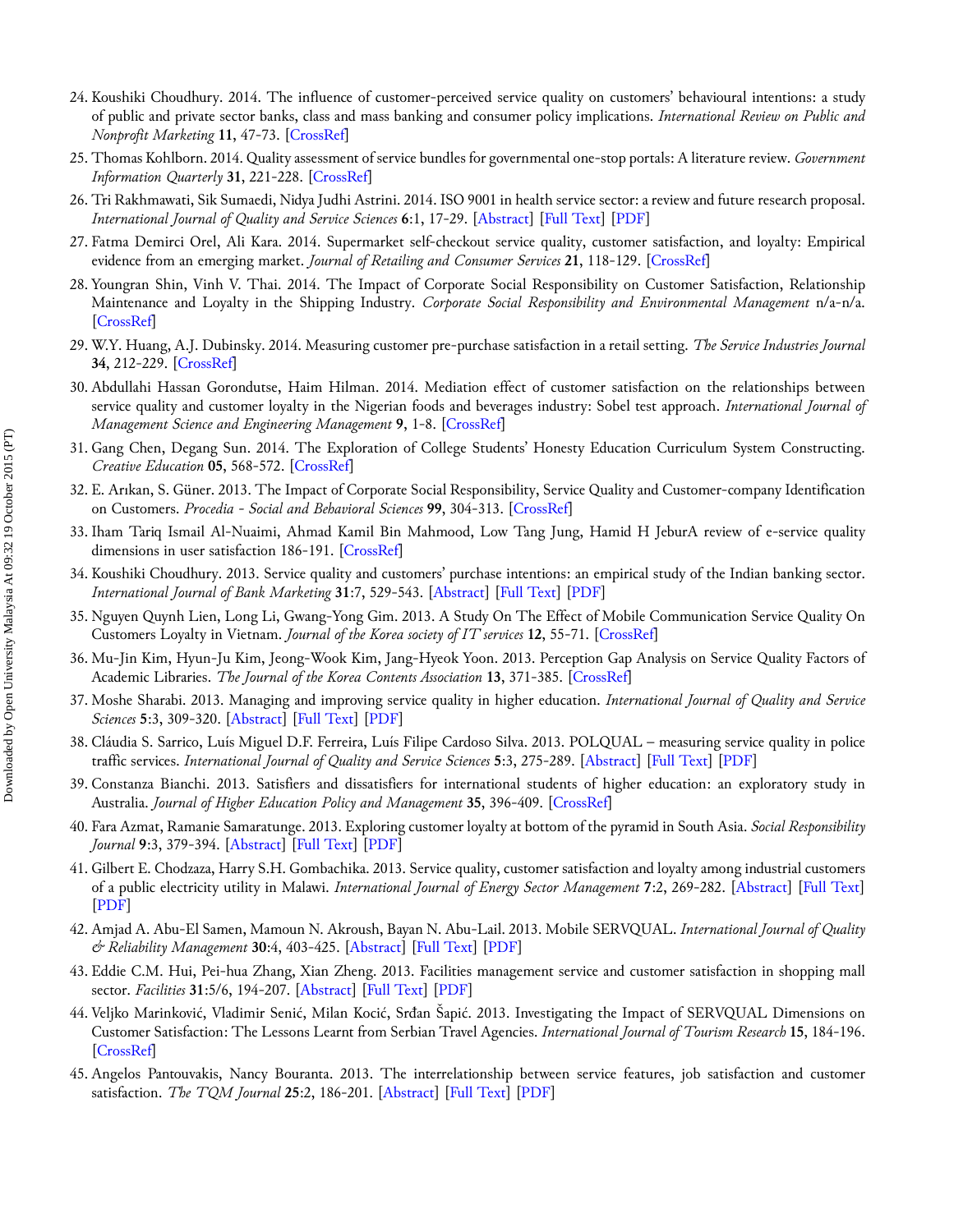24. Koushiki Choudhury. 2014. The influence of customer-perceived service quality on customers' behavioural intentions: a study of public and private sector banks, class and mass banking and consumer policy implications. *International Review on Public and Nonprofit Marketing* **11**, 47-73. [CrossRef]
25. Thomas Kohlborn. 2014. Quality assessment of service bundles for governmental one-stop portals: A literature review. *Government Information Quarterly* **31**, 221-228. [CrossRef]
26. Tri Rakhmawati, Sik Sumaedi, Nidya Judhi Astrini. 2014. ISO 9001 in health service sector: a review and future research proposal. *International Journal of Quality and Service Sciences* **6**:1, 17-29. [Abstract] [Full Text] [PDF]
27. Fatma Demirci Orel, Ali Kara. 2014. Supermarket self-checkout service quality, customer satisfaction, and loyalty: Empirical evidence from an emerging market. *Journal of Retailing and Consumer Services* **21**, 118-129. [CrossRef]
28. Youngran Shin, Vinh V. Thai. 2014. The Impact of Corporate Social Responsibility on Customer Satisfaction, Relationship Maintenance and Loyalty in the Shipping Industry. *Corporate Social Responsibility and Environmental Management* n/a-n/a. [CrossRef]
29. W.Y. Huang, A.J. Dubinsky. 2014. Measuring customer pre-purchase satisfaction in a retail setting. *The Service Industries Journal* **34**, 212-229. [CrossRef]
30. Abdullahi Hassan Gorondutse, Haim Hilman. 2014. Mediation effect of customer satisfaction on the relationships between service quality and customer loyalty in the Nigerian foods and beverages industry: Sobel test approach. *International Journal of Management Science and Engineering Management* **9**, 1-8. [CrossRef]
31. Gang Chen, Degang Sun. 2014. The Exploration of College Students' Honesty Education Curriculum System Constructing. *Creative Education* **05**, 568-572. [CrossRef]
32. E. Arıkan, S. Güner. 2013. The Impact of Corporate Social Responsibility, Service Quality and Customer-company Identification on Customers. *Procedia - Social and Behavioral Sciences* **99**, 304-313. [CrossRef]
33. Iham Tariq Ismail Al-Nuaimi, Ahmad Kamil Bin Mahmood, Low Tang Jung, Hamid H JeburA review of e-service quality dimensions in user satisfaction 186-191. [CrossRef]
34. Koushiki Choudhury. 2013. Service quality and customers' purchase intentions: an empirical study of the Indian banking sector. *International Journal of Bank Marketing* **31**:7, 529-543. [Abstract] [Full Text] [PDF]
35. Nguyen Quynh Lien, Long Li, Gwang-Yong Gim. 2013. A Study On The Effect of Mobile Communication Service Quality On Customers Loyalty in Vietnam. *Journal of the Korea society of IT services* **12**, 55-71. [CrossRef]
36. Mu-Jin Kim, Hyun-Ju Kim, Jeong-Wook Kim, Jang-Hyeok Yoon. 2013. Perception Gap Analysis on Service Quality Factors of Academic Libraries. *The Journal of the Korea Contents Association* **13**, 371-385. [CrossRef]
37. Moshe Sharabi. 2013. Managing and improving service quality in higher education. *International Journal of Quality and Service Sciences* **5**:3, 309-320. [Abstract] [Full Text] [PDF]
38. Cláudia S. Sarrico, Luís Miguel D.F. Ferreira, Luís Filipe Cardoso Silva. 2013. POLQUAL – measuring service quality in police traffic services. *International Journal of Quality and Service Sciences* **5**:3, 275-289. [Abstract] [Full Text] [PDF]
39. Constanza Bianchi. 2013. Satisfiers and dissatisfiers for international students of higher education: an exploratory study in Australia. *Journal of Higher Education Policy and Management* **35**, 396-409. [CrossRef]
40. Fara Azmat, Ramanie Samaratunge. 2013. Exploring customer loyalty at bottom of the pyramid in South Asia. *Social Responsibility Journal* **9**:3, 379-394. [Abstract] [Full Text] [PDF]
41. Gilbert E. Chodzaza, Harry S.H. Gombachika. 2013. Service quality, customer satisfaction and loyalty among industrial customers of a public electricity utility in Malawi. *International Journal of Energy Sector Management* **7**:2, 269-282. [Abstract] [Full Text] [PDF]
42. Amjad A. Abu-El Samen, Mamoun N. Akroush, Bayan N. Abu-Lail. 2013. Mobile SERVQUAL. *International Journal of Quality & Reliability Management* **30**:4, 403-425. [Abstract] [Full Text] [PDF]
43. Eddie C.M. Hui, Pei-hua Zhang, Xian Zheng. 2013. Facilities management service and customer satisfaction in shopping mall sector. *Facilities* **31**:5/6, 194-207. [Abstract] [Full Text] [PDF]
44. Veljko Marinković, Vladimir Senić, Milan Kocić, Srđan Šapić. 2013. Investigating the Impact of SERVQUAL Dimensions on Customer Satisfaction: The Lessons Learnt from Serbian Travel Agencies. *International Journal of Tourism Research* **15**, 184-196. [CrossRef]
45. Angelos Pantouvakis, Nancy Bouranta. 2013. The interrelationship between service features, job satisfaction and customer satisfaction. *The TQM Journal* **25**:2, 186-201. [Abstract] [Full Text] [PDF]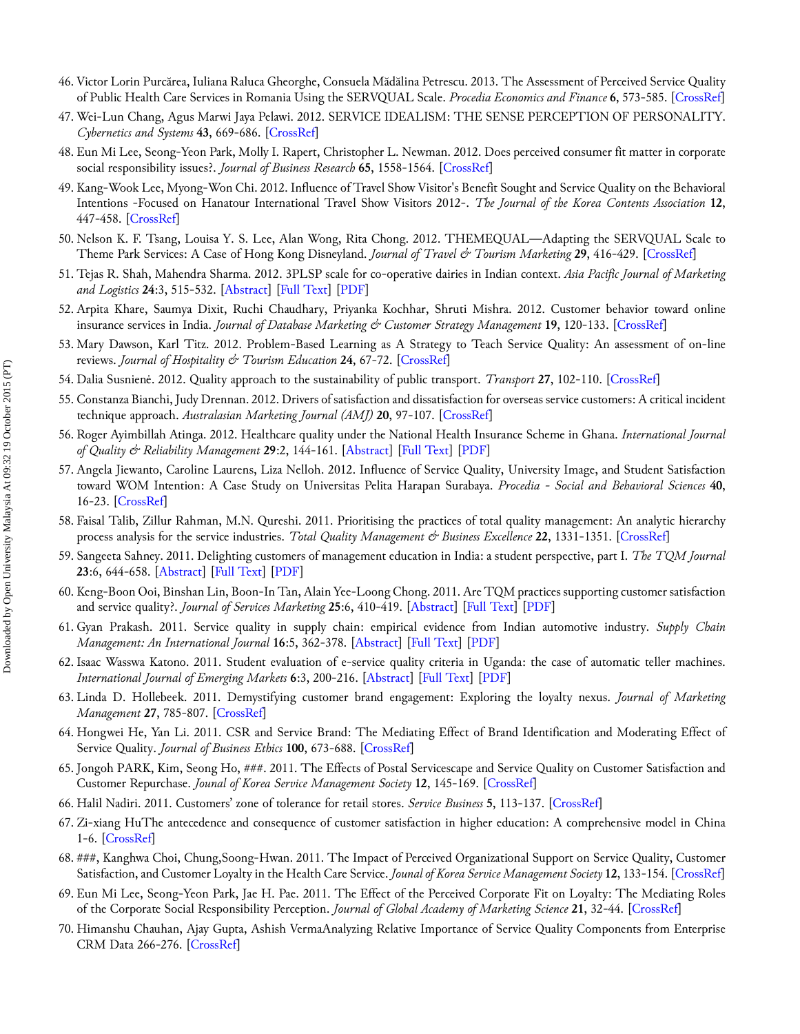46. Victor Lorin Purcărea, Iuliana Raluca Gheorghe, Consuela Mădălina Petrescu. 2013. The Assessment of Perceived Service Quality of Public Health Care Services in Romania Using the SERVQUAL Scale. *Procedia Economics and Finance* **6**, 573-585. [CrossRef]
47. Wei-Lun Chang, Agus Marwi Jaya Pelawi. 2012. SERVICE IDEALISM: THE SENSE PERCEPTION OF PERSONALITY. *Cybernetics and Systems* **43**, 669-686. [CrossRef]
48. Eun Mi Lee, Seong-Yeon Park, Molly I. Rapert, Christopher L. Newman. 2012. Does perceived consumer fit matter in corporate social responsibility issues?. *Journal of Business Research* **65**, 1558-1564. [CrossRef]
49. Kang-Wook Lee, Myong-Won Chi. 2012. Influence of Travel Show Visitor's Benefit Sought and Service Quality on the Behavioral Intentions -Focused on Hanatour International Travel Show Visitors 2012-. *The Journal of the Korea Contents Association* **12**, 447-458. [CrossRef]
50. Nelson K. F. Tsang, Louisa Y. S. Lee, Alan Wong, Rita Chong. 2012. THEMEQUAL—Adapting the SERVQUAL Scale to Theme Park Services: A Case of Hong Kong Disneyland. *Journal of Travel & Tourism Marketing* **29**, 416-429. [CrossRef]
51. Tejas R. Shah, Mahendra Sharma. 2012. 3PLSP scale for co-operative dairies in Indian context. *Asia Pacific Journal of Marketing and Logistics* **24**:3, 515-532. [Abstract] [Full Text] [PDF]
52. Arpita Khare, Saumya Dixit, Ruchi Chaudhary, Priyanka Kochhar, Shruti Mishra. 2012. Customer behavior toward online insurance services in India. *Journal of Database Marketing & Customer Strategy Management* **19**, 120-133. [CrossRef]
53. Mary Dawson, Karl Titz. 2012. Problem-Based Learning as A Strategy to Teach Service Quality: An assessment of on-line reviews. *Journal of Hospitality & Tourism Education* **24**, 67-72. [CrossRef]
54. Dalia Susnienė. 2012. Quality approach to the sustainability of public transport. *Transport* **27**, 102-110. [CrossRef]
55. Constanza Bianchi, Judy Drennan. 2012. Drivers of satisfaction and dissatisfaction for overseas service customers: A critical incident technique approach. *Australasian Marketing Journal (AMJ)* **20**, 97-107. [CrossRef]
56. Roger Ayimbillah Atinga. 2012. Healthcare quality under the National Health Insurance Scheme in Ghana. *International Journal of Quality & Reliability Management* **29**:2, 144-161. [Abstract] [Full Text] [PDF]
57. Angela Jiewanto, Caroline Laurens, Liza Nelloh. 2012. Influence of Service Quality, University Image, and Student Satisfaction toward WOM Intention: A Case Study on Universitas Pelita Harapan Surabaya. *Procedia - Social and Behavioral Sciences* **40**, 16-23. [CrossRef]
58. Faisal Talib, Zillur Rahman, M.N. Qureshi. 2011. Prioritising the practices of total quality management: An analytic hierarchy process analysis for the service industries. *Total Quality Management & Business Excellence* **22**, 1331-1351. [CrossRef]
59. Sangeeta Sahney. 2011. Delighting customers of management education in India: a student perspective, part I. *The TQM Journal* **23**:6, 644-658. [Abstract] [Full Text] [PDF]
60. Keng-Boon Ooi, Binshan Lin, Boon-In Tan, Alain Yee-Loong Chong. 2011. Are TQM practices supporting customer satisfaction and service quality?. *Journal of Services Marketing* **25**:6, 410-419. [Abstract] [Full Text] [PDF]
61. Gyan Prakash. 2011. Service quality in supply chain: empirical evidence from Indian automotive industry. *Supply Chain Management: An International Journal* **16**:5, 362-378. [Abstract] [Full Text] [PDF]
62. Isaac Wasswa Katono. 2011. Student evaluation of e-service quality criteria in Uganda: the case of automatic teller machines. *International Journal of Emerging Markets* **6**:3, 200-216. [Abstract] [Full Text] [PDF]
63. Linda D. Hollebeek. 2011. Demystifying customer brand engagement: Exploring the loyalty nexus. *Journal of Marketing Management* **27**, 785-807. [CrossRef]
64. Hongwei He, Yan Li. 2011. CSR and Service Brand: The Mediating Effect of Brand Identification and Moderating Effect of Service Quality. *Journal of Business Ethics* **100**, 673-688. [CrossRef]
65. Jongoh PARK, Kim, Seong Ho, ###. 2011. The Effects of Postal Servicescape and Service Quality on Customer Satisfaction and Customer Repurchase. *Jounal of Korea Service Management Society* **12**, 145-169. [CrossRef]
66. Halil Nadiri. 2011. Customers' zone of tolerance for retail stores. *Service Business* **5**, 113-137. [CrossRef]
67. Zi-xiang HuThe antecedence and consequence of customer satisfaction in higher education: A comprehensive model in China 1-6. [CrossRef]
68. ###, Kanghwa Choi, Chung,Soong-Hwan. 2011. The Impact of Perceived Organizational Support on Service Quality, Customer Satisfaction, and Customer Loyalty in the Health Care Service. *Jounal of Korea Service Management Society* **12**, 133-154. [CrossRef]
69. Eun Mi Lee, Seong-Yeon Park, Jae H. Pae. 2011. The Effect of the Perceived Corporate Fit on Loyalty: The Mediating Roles of the Corporate Social Responsibility Perception. *Journal of Global Academy of Marketing Science* **21**, 32-44. [CrossRef]
70. Himanshu Chauhan, Ajay Gupta, Ashish VermaAnalyzing Relative Importance of Service Quality Components from Enterprise CRM Data 266-276. [CrossRef]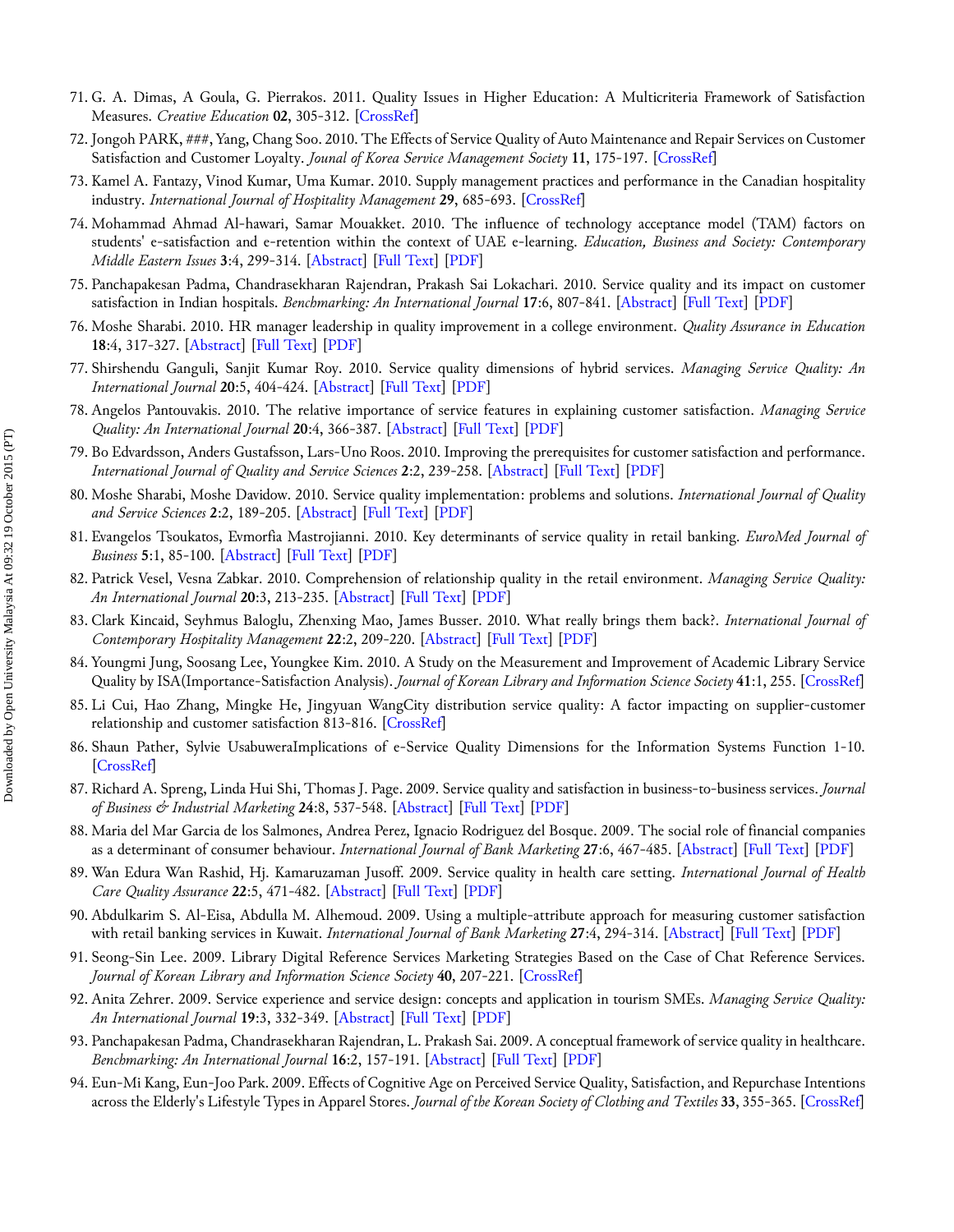71. G. A. Dimas, A Goula, G. Pierrakos. 2011. Quality Issues in Higher Education: A Multicriteria Framework of Satisfaction Measures. *Creative Education* **02**, 305-312. [CrossRef]
72. Jongoh PARK, ###, Yang, Chang Soo. 2010. The Effects of Service Quality of Auto Maintenance and Repair Services on Customer Satisfaction and Customer Loyalty. *Jounal of Korea Service Management Society* **11**, 175-197. [CrossRef]
73. Kamel A. Fantazy, Vinod Kumar, Uma Kumar. 2010. Supply management practices and performance in the Canadian hospitality industry. *International Journal of Hospitality Management* **29**, 685-693. [CrossRef]
74. Mohammad Ahmad Al-hawari, Samar Mouakket. 2010. The influence of technology acceptance model (TAM) factors on students' e-satisfaction and e-retention within the context of UAE e-learning. *Education, Business and Society: Contemporary Middle Eastern Issues* **3**:4, 299-314. [Abstract] [Full Text] [PDF]
75. Panchapakesan Padma, Chandrasekharan Rajendran, Prakash Sai Lokachari. 2010. Service quality and its impact on customer satisfaction in Indian hospitals. *Benchmarking: An International Journal* **17**:6, 807-841. [Abstract] [Full Text] [PDF]
76. Moshe Sharabi. 2010. HR manager leadership in quality improvement in a college environment. *Quality Assurance in Education* **18**:4, 317-327. [Abstract] [Full Text] [PDF]
77. Shirshendu Ganguli, Sanjit Kumar Roy. 2010. Service quality dimensions of hybrid services. *Managing Service Quality: An International Journal* **20**:5, 404-424. [Abstract] [Full Text] [PDF]
78. Angelos Pantouvakis. 2010. The relative importance of service features in explaining customer satisfaction. *Managing Service Quality: An International Journal* **20**:4, 366-387. [Abstract] [Full Text] [PDF]
79. Bo Edvardsson, Anders Gustafsson, Lars-Uno Roos. 2010. Improving the prerequisites for customer satisfaction and performance. *International Journal of Quality and Service Sciences* **2**:2, 239-258. [Abstract] [Full Text] [PDF]
80. Moshe Sharabi, Moshe Davidow. 2010. Service quality implementation: problems and solutions. *International Journal of Quality and Service Sciences* **2**:2, 189-205. [Abstract] [Full Text] [PDF]
81. Evangelos Tsoukatos, Evmorfia Mastrojianni. 2010. Key determinants of service quality in retail banking. *EuroMed Journal of Business* **5**:1, 85-100. [Abstract] [Full Text] [PDF]
82. Patrick Vesel, Vesna Zabkar. 2010. Comprehension of relationship quality in the retail environment. *Managing Service Quality: An International Journal* **20**:3, 213-235. [Abstract] [Full Text] [PDF]
83. Clark Kincaid, Seyhmus Baloglu, Zhenxing Mao, James Busser. 2010. What really brings them back?. *International Journal of Contemporary Hospitality Management* **22**:2, 209-220. [Abstract] [Full Text] [PDF]
84. Youngmi Jung, Soosang Lee, Youngkee Kim. 2010. A Study on the Measurement and Improvement of Academic Library Service Quality by ISA(Importance-Satisfaction Analysis). *Journal of Korean Library and Information Science Society* **41**:1, 255. [CrossRef]
85. Li Cui, Hao Zhang, Mingke He, Jingyuan WangCity distribution service quality: A factor impacting on supplier-customer relationship and customer satisfaction 813-816. [CrossRef]
86. Shaun Pather, Sylvie UsabuweraImplications of e-Service Quality Dimensions for the Information Systems Function 1-10. [CrossRef]
87. Richard A. Spreng, Linda Hui Shi, Thomas J. Page. 2009. Service quality and satisfaction in business-to-business services. *Journal of Business & Industrial Marketing* **24**:8, 537-548. [Abstract] [Full Text] [PDF]
88. Maria del Mar Garcia de los Salmones, Andrea Perez, Ignacio Rodriguez del Bosque. 2009. The social role of financial companies as a determinant of consumer behaviour. *International Journal of Bank Marketing* **27**:6, 467-485. [Abstract] [Full Text] [PDF]
89. Wan Edura Wan Rashid, Hj. Kamaruzaman Jusoff. 2009. Service quality in health care setting. *International Journal of Health Care Quality Assurance* **22**:5, 471-482. [Abstract] [Full Text] [PDF]
90. Abdulkarim S. Al-Eisa, Abdulla M. Alhemoud. 2009. Using a multiple-attribute approach for measuring customer satisfaction with retail banking services in Kuwait. *International Journal of Bank Marketing* **27**:4, 294-314. [Abstract] [Full Text] [PDF]
91. Seong-Sin Lee. 2009. Library Digital Reference Services Marketing Strategies Based on the Case of Chat Reference Services. *Journal of Korean Library and Information Science Society* **40**, 207-221. [CrossRef]
92. Anita Zehrer. 2009. Service experience and service design: concepts and application in tourism SMEs. *Managing Service Quality: An International Journal* **19**:3, 332-349. [Abstract] [Full Text] [PDF]
93. Panchapakesan Padma, Chandrasekharan Rajendran, L. Prakash Sai. 2009. A conceptual framework of service quality in healthcare. *Benchmarking: An International Journal* **16**:2, 157-191. [Abstract] [Full Text] [PDF]
94. Eun-Mi Kang, Eun-Joo Park. 2009. Effects of Cognitive Age on Perceived Service Quality, Satisfaction, and Repurchase Intentions across the Elderly's Lifestyle Types in Apparel Stores. *Journal of the Korean Society of Clothing and Textiles* **33**, 355-365. [CrossRef]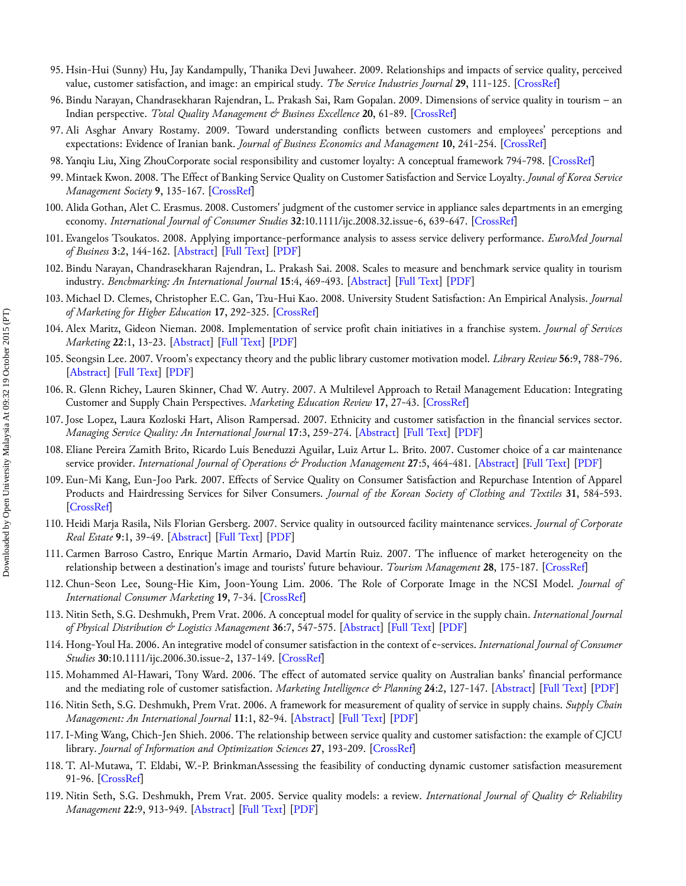95. Hsin-Hui (Sunny) Hu, Jay Kandampully, Thanika Devi Juwaheer. 2009. Relationships and impacts of service quality, perceived value, customer satisfaction, and image: an empirical study. *The Service Industries Journal* **29**, 111-125. [CrossRef]
96. Bindu Narayan, Chandrasekharan Rajendran, L. Prakash Sai, Ram Gopalan. 2009. Dimensions of service quality in tourism – an Indian perspective. *Total Quality Management & Business Excellence* **20**, 61-89. [CrossRef]
97. Ali Asghar Anvary Rostamy. 2009. Toward understanding conflicts between customers and employees' perceptions and expectations: Evidence of Iranian bank. *Journal of Business Economics and Management* **10**, 241-254. [CrossRef]
98. Yanqiu Liu, Xing ZhouCorporate social responsibility and customer loyalty: A conceptual framework 794-798. [CrossRef]
99. Mintaek Kwon. 2008. The Effect of Banking Service Quality on Customer Satisfaction and Service Loyalty. *Jounal of Korea Service Management Society* **9**, 135-167. [CrossRef]
100. Alida Gothan, Alet C. Erasmus. 2008. Customers' judgment of the customer service in appliance sales departments in an emerging economy. *International Journal of Consumer Studies* **32**:10.1111/ijc.2008.32.issue-6, 639-647. [CrossRef]
101. Evangelos Tsoukatos. 2008. Applying importance-performance analysis to assess service delivery performance. *EuroMed Journal of Business* **3**:2, 144-162. [Abstract] [Full Text] [PDF]
102. Bindu Narayan, Chandrasekharan Rajendran, L. Prakash Sai. 2008. Scales to measure and benchmark service quality in tourism industry. *Benchmarking: An International Journal* **15**:4, 469-493. [Abstract] [Full Text] [PDF]
103. Michael D. Clemes, Christopher E.C. Gan, Tzu-Hui Kao. 2008. University Student Satisfaction: An Empirical Analysis. *Journal of Marketing for Higher Education* **17**, 292-325. [CrossRef]
104. Alex Maritz, Gideon Nieman. 2008. Implementation of service profit chain initiatives in a franchise system. *Journal of Services Marketing* **22**:1, 13-23. [Abstract] [Full Text] [PDF]
105. Seongsin Lee. 2007. Vroom's expectancy theory and the public library customer motivation model. *Library Review* **56**:9, 788-796. [Abstract] [Full Text] [PDF]
106. R. Glenn Richey, Lauren Skinner, Chad W. Autry. 2007. A Multilevel Approach to Retail Management Education: Integrating Customer and Supply Chain Perspectives. *Marketing Education Review* **17**, 27-43. [CrossRef]
107. Jose Lopez, Laura Kozloski Hart, Alison Rampersad. 2007. Ethnicity and customer satisfaction in the financial services sector. *Managing Service Quality: An International Journal* **17**:3, 259-274. [Abstract] [Full Text] [PDF]
108. Eliane Pereira Zamith Brito, Ricardo Luís Beneduzzi Aguilar, Luiz Artur L. Brito. 2007. Customer choice of a car maintenance service provider. *International Journal of Operations & Production Management* **27**:5, 464-481. [Abstract] [Full Text] [PDF]
109. Eun-Mi Kang, Eun-Joo Park. 2007. Effects of Service Quality on Consumer Satisfaction and Repurchase Intention of Apparel Products and Hairdressing Services for Silver Consumers. *Journal of the Korean Society of Clothing and Textiles* **31**, 584-593. [CrossRef]
110. Heidi Marja Rasila, Nils Florian Gersberg. 2007. Service quality in outsourced facility maintenance services. *Journal of Corporate Real Estate* **9**:1, 39-49. [Abstract] [Full Text] [PDF]
111. Carmen Barroso Castro, Enrique Martín Armario, David Martín Ruiz. 2007. The influence of market heterogeneity on the relationship between a destination's image and tourists' future behaviour. *Tourism Management* **28**, 175-187. [CrossRef]
112. Chun-Seon Lee, Soung-Hie Kim, Joon-Young Lim. 2006. The Role of Corporate Image in the NCSI Model. *Journal of International Consumer Marketing* **19**, 7-34. [CrossRef]
113. Nitin Seth, S.G. Deshmukh, Prem Vrat. 2006. A conceptual model for quality of service in the supply chain. *International Journal of Physical Distribution & Logistics Management* **36**:7, 547-575. [Abstract] [Full Text] [PDF]
114. Hong-Youl Ha. 2006. An integrative model of consumer satisfaction in the context of e-services. *International Journal of Consumer Studies* **30**:10.1111/ijc.2006.30.issue-2, 137-149. [CrossRef]
115. Mohammed Al-Hawari, Tony Ward. 2006. The effect of automated service quality on Australian banks' financial performance and the mediating role of customer satisfaction. *Marketing Intelligence & Planning* **24**:2, 127-147. [Abstract] [Full Text] [PDF]
116. Nitin Seth, S.G. Deshmukh, Prem Vrat. 2006. A framework for measurement of quality of service in supply chains. *Supply Chain Management: An International Journal* **11**:1, 82-94. [Abstract] [Full Text] [PDF]
117. I-Ming Wang, Chich-Jen Shieh. 2006. The relationship between service quality and customer satisfaction: the example of CJCU library. *Journal of Information and Optimization Sciences* **27**, 193-209. [CrossRef]
118. T. Al-Mutawa, T. Eldabi, W.-P. BrinkmanAssessing the feasibility of conducting dynamic customer satisfaction measurement 91-96. [CrossRef]
119. Nitin Seth, S.G. Deshmukh, Prem Vrat. 2005. Service quality models: a review. *International Journal of Quality & Reliability Management* **22**:9, 913-949. [Abstract] [Full Text] [PDF]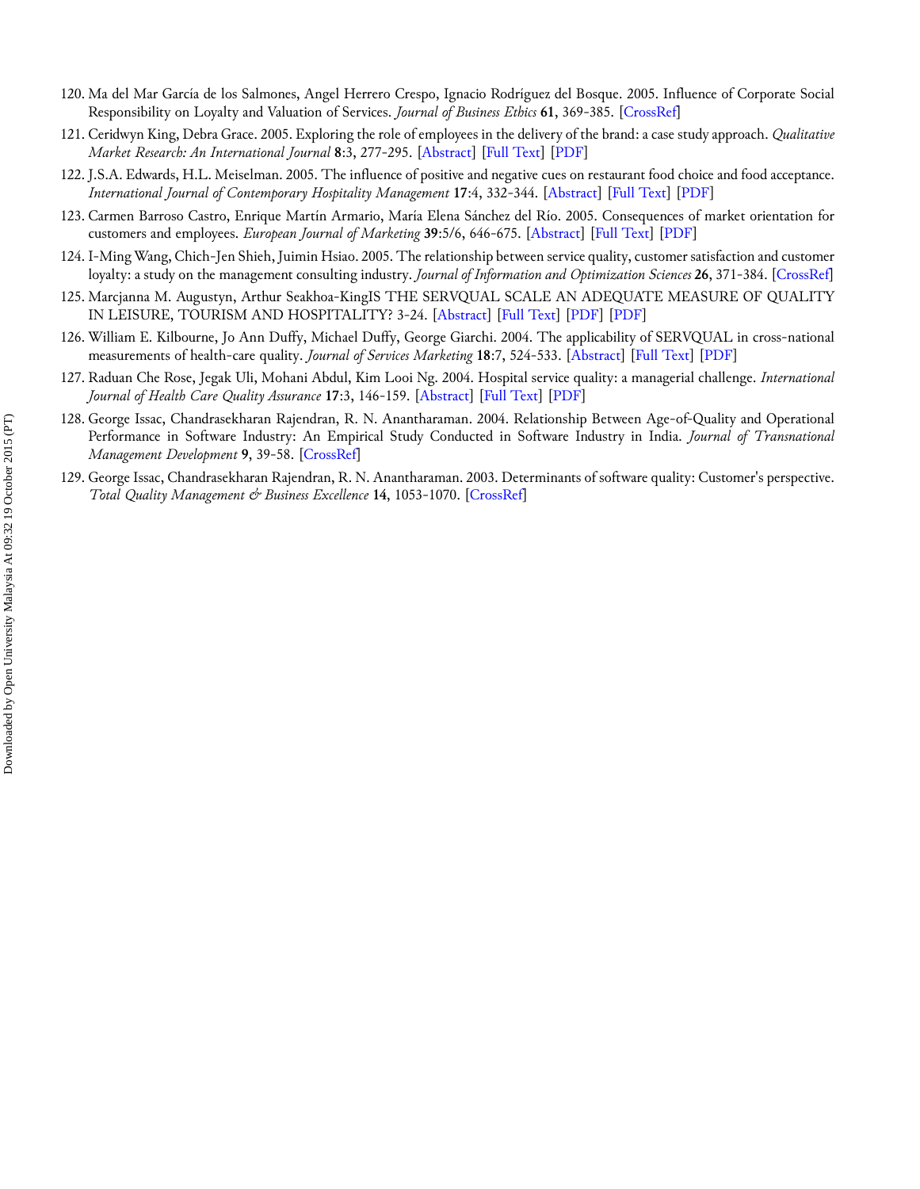120. Ma del Mar García de los Salmones, Angel Herrero Crespo, Ignacio Rodríguez del Bosque. 2005. Influence of Corporate Social Responsibility on Loyalty and Valuation of Services. *Journal of Business Ethics* **61**, 369-385. [CrossRef]
121. Ceridwyn King, Debra Grace. 2005. Exploring the role of employees in the delivery of the brand: a case study approach. *Qualitative Market Research: An International Journal* **8**:3, 277-295. [Abstract] [Full Text] [PDF]
122. J.S.A. Edwards, H.L. Meiselman. 2005. The influence of positive and negative cues on restaurant food choice and food acceptance. *International Journal of Contemporary Hospitality Management* **17**:4, 332-344. [Abstract] [Full Text] [PDF]
123. Carmen Barroso Castro, Enrique Martín Armario, María Elena Sánchez del Río. 2005. Consequences of market orientation for customers and employees. *European Journal of Marketing* **39**:5/6, 646-675. [Abstract] [Full Text] [PDF]
124. I-Ming Wang, Chich-Jen Shieh, Juimin Hsiao. 2005. The relationship between service quality, customer satisfaction and customer loyalty: a study on the management consulting industry. *Journal of Information and Optimization Sciences* **26**, 371-384. [CrossRef]
125. Marcjanna M. Augustyn, Arthur Seakhoa-KingIS THE SERVQUAL SCALE AN ADEQUATE MEASURE OF QUALITY IN LEISURE, TOURISM AND HOSPITALITY? 3-24. [Abstract] [Full Text] [PDF] [PDF]
126. William E. Kilbourne, Jo Ann Duffy, Michael Duffy, George Giarchi. 2004. The applicability of SERVQUAL in cross-national measurements of health-care quality. *Journal of Services Marketing* **18**:7, 524-533. [Abstract] [Full Text] [PDF]
127. Raduan Che Rose, Jegak Uli, Mohani Abdul, Kim Looi Ng. 2004. Hospital service quality: a managerial challenge. *International Journal of Health Care Quality Assurance* **17**:3, 146-159. [Abstract] [Full Text] [PDF]
128. George Issac, Chandrasekharan Rajendran, R. N. Anantharaman. 2004. Relationship Between Age-of-Quality and Operational Performance in Software Industry: An Empirical Study Conducted in Software Industry in India. *Journal of Transnational Management Development* **9**, 39-58. [CrossRef]
129. George Issac, Chandrasekharan Rajendran, R. N. Anantharaman. 2003. Determinants of software quality: Customer's perspective. *Total Quality Management & Business Excellence* **14**, 1053-1070. [CrossRef]